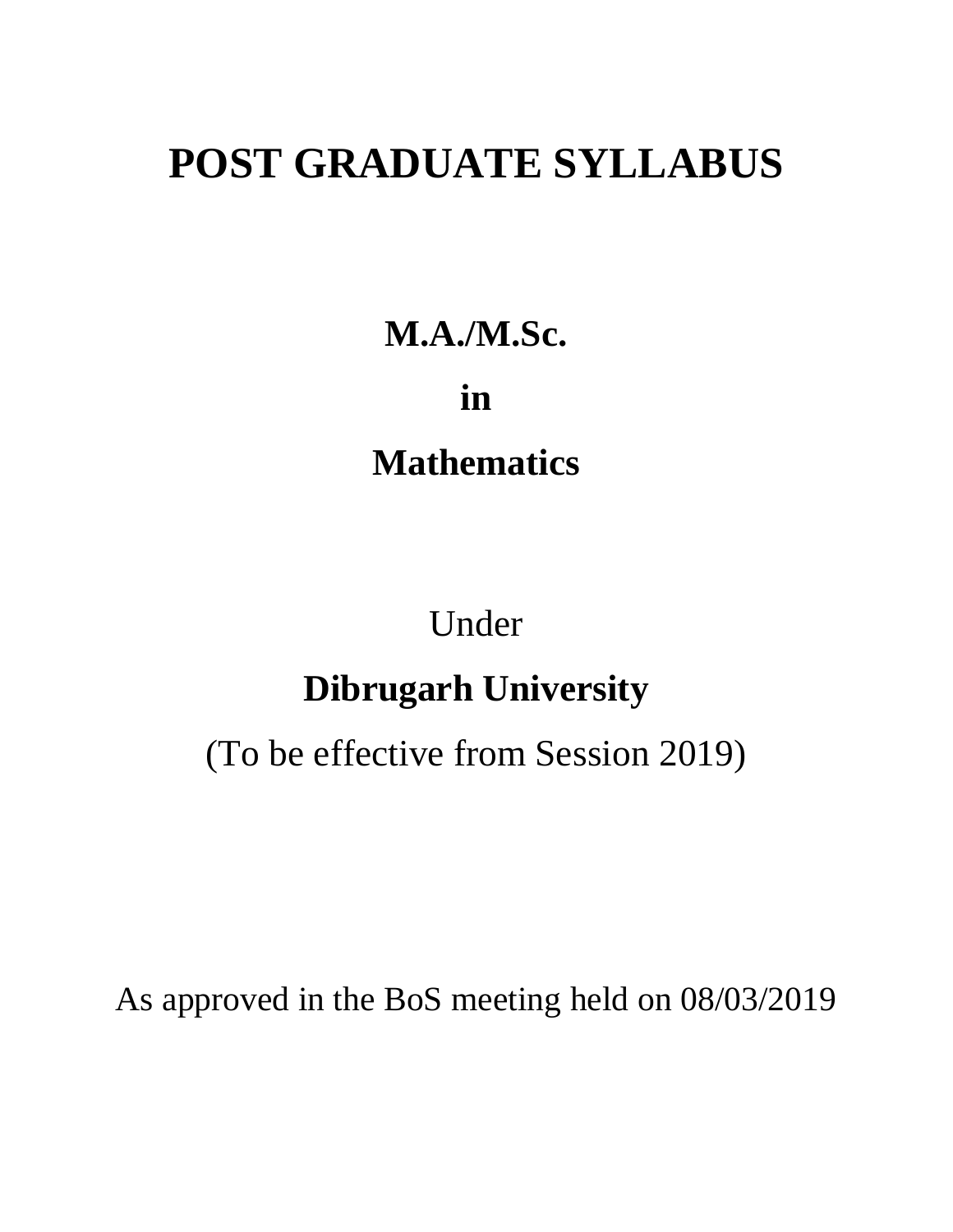# POST GRADUATE SYLLABUS

**M.A./M.Sc.**

**in**

**Mathematics**

Under

**Dibrugarh University**

(To be effective from Session 2019)

As approved in the BoS meeting held on 08/03/2019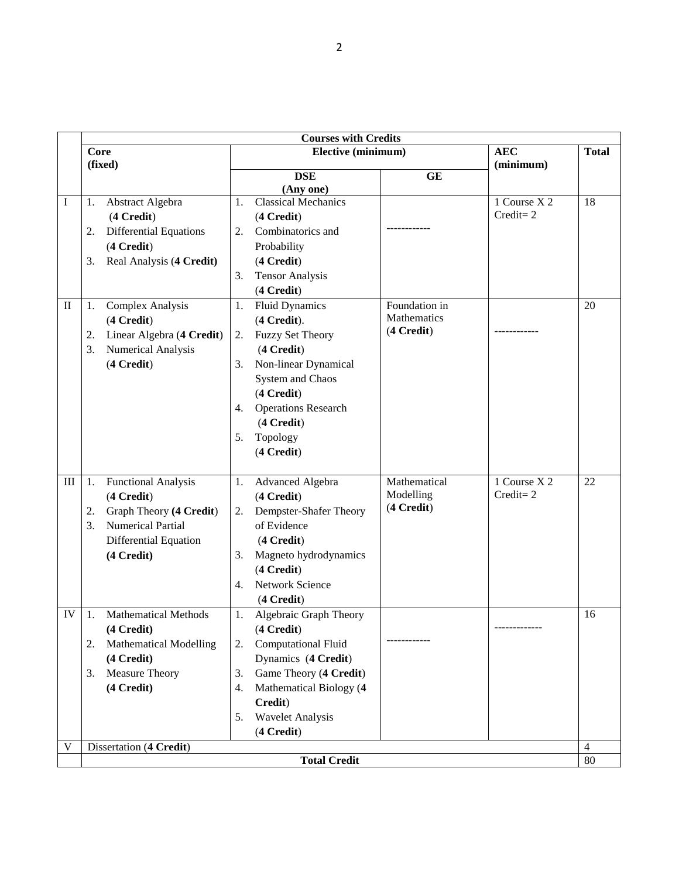| | Courses with Credits | | | | |
|---|---|---|---|---|---|
| | **Core (fixed)** | **Elective (minimum)** | | **AEC (minimum)** | **Total** |
| | | **DSE (Any one)** | **GE** | | |
| I | 1. Abstract Algebra (**4 Credit**) 2. Differential Equations (**4 Credit**) 3. Real Analysis (**4 Credit)** | 1. Classical Mechanics (**4 Credit**) 2. Combinatorics and Probability (**4 Credit**) 3. Tensor Analysis (**4 Credit**) | ------------ | 1 Course X 2 Credit= 2 | 18 |
| II | 1. Complex Analysis (**4 Credit**) 2. Linear Algebra (**4 Credit**) 3. Numerical Analysis (**4 Credit**) | 1. Fluid Dynamics (**4 Credit**). 2. Fuzzy Set Theory (**4 Credit**) 3. Non-linear Dynamical System and Chaos (**4 Credit**) 4. Operations Research (**4 Credit**) 5. Topology (**4 Credit**) | Foundation in Mathematics (**4 Credit**) | ------------ | 20 |
| III | 1. Functional Analysis (**4 Credit**) 2. Graph Theory **(4 Credit**) 3. Numerical Partial Differential Equation **(4 Credit)** | 1. Advanced Algebra (**4 Credit**) 2. Dempster-Shafer Theory of Evidence (**4 Credit**) 3. Magneto hydrodynamics (**4 Credit**) 4. Network Science (**4 Credit**) | Mathematical Modelling (**4 Credit**) | 1 Course X 2 Credit= 2 | 22 |
| IV | 1. Mathematical Methods **(4 Credit)** 2. Mathematical Modelling **(4 Credit)** 3. Measure Theory **(4 Credit)** | 1. Algebraic Graph Theory (**4 Credit**) 2. Computational Fluid Dynamics (**4 Credit**) 3. Game Theory (**4 Credit**) 4. Mathematical Biology (**4 Credit**) 5. Wavelet Analysis (**4 Credit**) | ------------ | ------------- | 16 |
| V | Dissertation (**4 Credit**) | | | | 4 |
| | **Total Credit** | | | | 80 |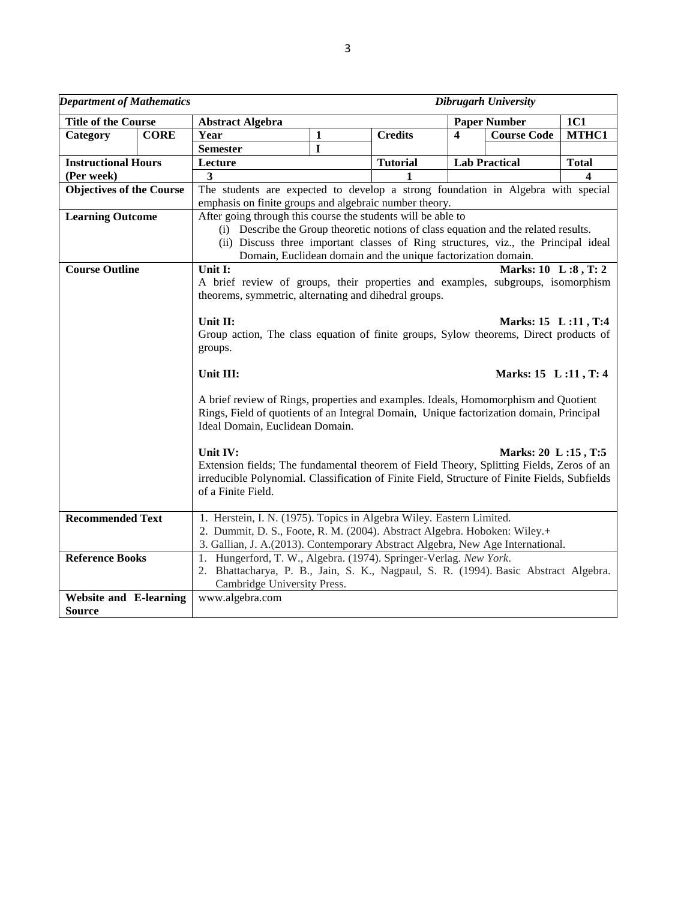| *Department of Mathematics* | | | | | | *Dibrugarh University* | |
|---|---|---|---|---|---|---|---|
| **Title of the Course** | | **Abstract Algebra** | | | | **Paper Number** | **1C1** |
| **Category** | **CORE** | **Year** | **1** | **Credits** | **4** | **Course Code** | **MTHC1** |
| | | **Semester** | **I** | | | | |
| **Instructional Hours (Per week)** | | **Lecture** | | **Tutorial** | **Lab Practical** | | **Total** |
| | | **3** | | **1** | | | **4** |
| **Objectives of the Course** | | The students are expected to develop a strong foundation in Algebra with special emphasis on finite groups and algebraic number theory. | | | | | |
| **Learning Outcome** | | After going through this course the students will be able to (i) Describe the Group theoretic notions of class equation and the related results. (ii) Discuss three important classes of Ring structures, viz., the Principal ideal Domain, Euclidean domain and the unique factorization domain. | | | | | |
| **Course Outline** | | **Unit I:** **Marks: 10 L :8 , T: 2** A brief review of groups, their properties and examples, subgroups, isomorphism theorems, symmetric, alternating and dihedral groups. **Unit II:** **Marks: 15 L :11 , T:4** Group action, The class equation of finite groups, Sylow theorems, Direct products of groups. **Unit III:** **Marks: 15 L :11 , T: 4** A brief review of Rings, properties and examples. Ideals, Homomorphism and Quotient Rings, Field of quotients of an Integral Domain, Unique factorization domain, Principal Ideal Domain, Euclidean Domain. **Unit IV:** **Marks: 20 L :15 , T:5** Extension fields; The fundamental theorem of Field Theory, Splitting Fields, Zeros of an irreducible Polynomial. Classification of Finite Field, Structure of Finite Fields, Subfields of a Finite Field. | | | | | |
| **Recommended Text** | | 1. Herstein, I. N. (1975). Topics in Algebra Wiley. Eastern Limited. 2. Dummit, D. S., Foote, R. M. (2004). Abstract Algebra. Hoboken: Wiley.+ 3. Gallian, J. A.(2013). Contemporary Abstract Algebra, New Age International. | | | | | |
| **Reference Books** | | 1. Hungerford, T. W., Algebra. (1974). Springer-Verlag. *New York*. 2. Bhattacharya, P. B., Jain, S. K., Nagpaul, S. R. (1994). Basic Abstract Algebra. Cambridge University Press. | | | | | |
| **Website and E-learning Source** | | www.algebra.com | | | | | |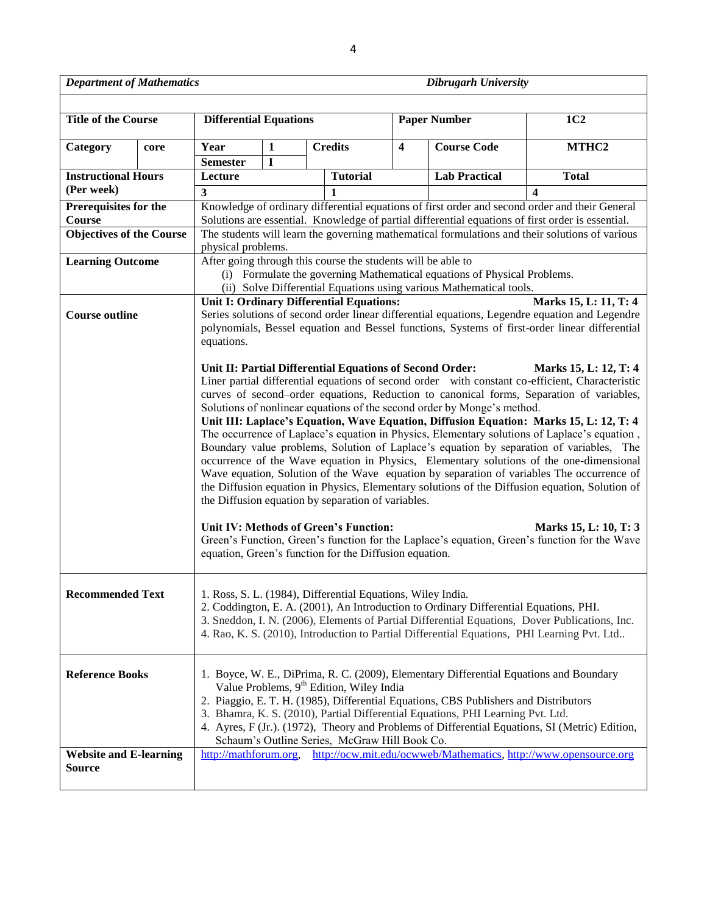| *Department of Mathematics* | | *Dibrugarh University* | | | | | |
|---|---|---|---|---|---|---|---|
| **Title of the Course** | | **Differential Equations** | | | **Paper Number** | | **1C2** |
| **Category** | **core** | **Year** / **Semester** | **1** / **I** | **Credits** | **4** | **Course Code** | **MTHC2** |
| **Instructional Hours (Per week)** | | **Lecture** | | **Tutorial** | | **Lab Practical** | **Total** |
| | | **3** | | **1** | | | **4** |
| **Prerequisites for the Course** | | Knowledge of ordinary differential equations of first order and second order and their General Solutions are essential. Knowledge of partial differential equations of first order is essential. | | | | | |
| **Objectives of the Course** | | The students will learn the governing mathematical formulations and their solutions of various physical problems. | | | | | |
| **Learning Outcome** | | After going through this course the students will be able to (i) Formulate the governing Mathematical equations of Physical Problems. (ii) Solve Differential Equations using various Mathematical tools. | | | | | |
| **Course outline** | | **Unit I: Ordinary Differential Equations:** **Marks 15, L: 11, T: 4** Series solutions of second order linear differential equations, Legendre equation and Legendre polynomials, Bessel equation and Bessel functions, Systems of first-order linear differential equations. **Unit II: Partial Differential Equations of Second Order:** **Marks 15, L: 12, T: 4** Liner partial differential equations of second order with constant co-efficient, Characteristic curves of second–order equations, Reduction to canonical forms, Separation of variables, Solutions of nonlinear equations of the second order by Monge's method. **Unit III: Laplace's Equation, Wave Equation, Diffusion Equation:** **Marks 15, L: 12, T: 4** The occurrence of Laplace's equation in Physics, Elementary solutions of Laplace's equation , Boundary value problems, Solution of Laplace's equation by separation of variables, The occurrence of the Wave equation in Physics, Elementary solutions of the one-dimensional Wave equation, Solution of the Wave equation by separation of variables The occurrence of the Diffusion equation in Physics, Elementary solutions of the Diffusion equation, Solution of the Diffusion equation by separation of variables. **Unit IV: Methods of Green's Function:** **Marks 15, L: 10, T: 3** Green's Function, Green's function for the Laplace's equation, Green's function for the Wave equation, Green's function for the Diffusion equation. | | | | | |
| **Recommended Text** | | 1. Ross, S. L. (1984), Differential Equations, Wiley India. 2. Coddington, E. A. (2001), An Introduction to Ordinary Differential Equations, PHI. 3. Sneddon, I. N. (2006), Elements of Partial Differential Equations, Dover Publications, Inc. 4. Rao, K. S. (2010), Introduction to Partial Differential Equations, PHI Learning Pvt. Ltd.. | | | | | |
| **Reference Books** | | 1. Boyce, W. E., DiPrima, R. C. (2009), Elementary Differential Equations and Boundary Value Problems, 9th Edition, Wiley India 2. Piaggio, E. T. H. (1985), Differential Equations, CBS Publishers and Distributors 3. Bhamra, K. S. (2010), Partial Differential Equations, PHI Learning Pvt. Ltd. 4. Ayres, F (Jr.). (1972), Theory and Problems of Differential Equations, SI (Metric) Edition, Schaum's Outline Series, McGraw Hill Book Co. | | | | | |
| **Website and E-learning Source** | | http://mathforum.org, http://ocw.mit.edu/ocwweb/Mathematics, http://www.opensource.org | | | | | |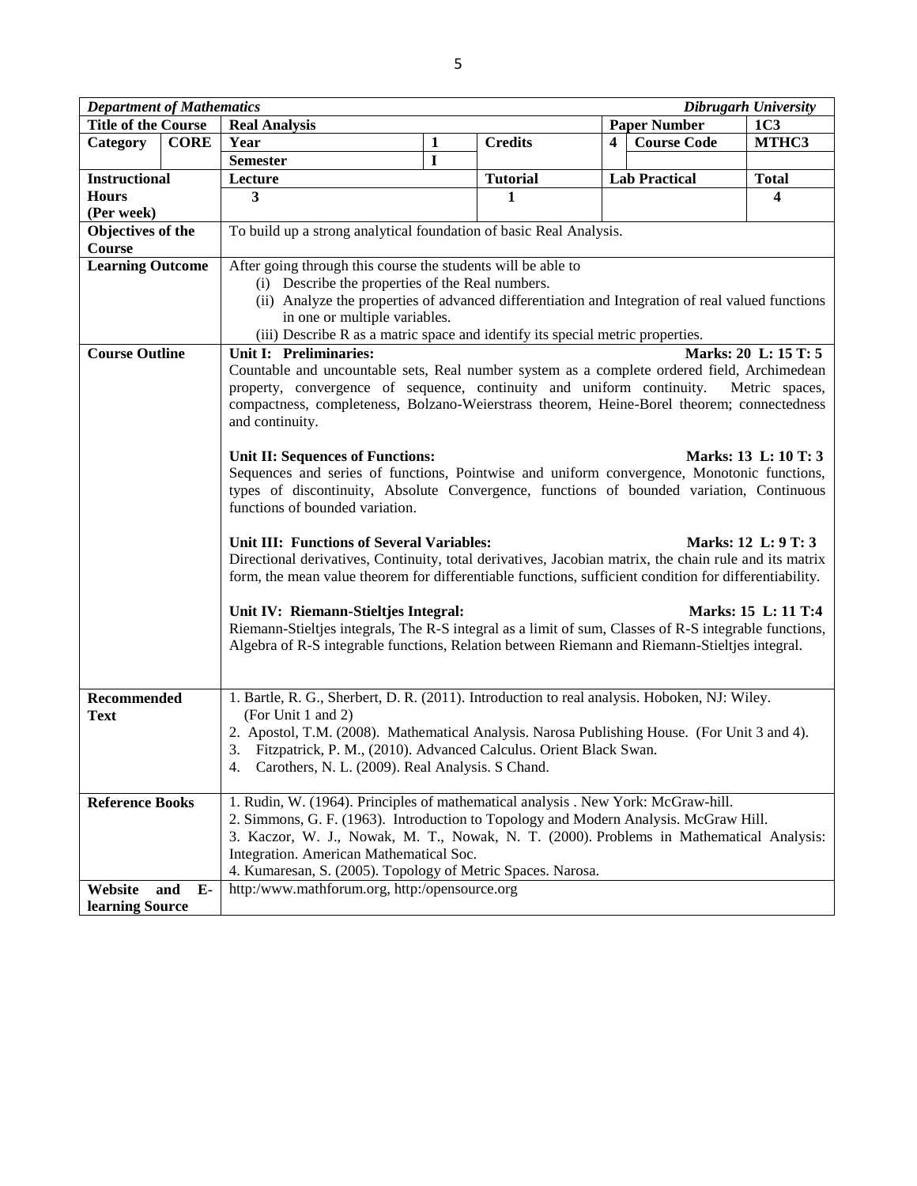| *Department of Mathematics* | | | | | | | *Dibrugarh University* |
|---|---|---|---|---|---|---|---|
| **Title of the Course** | | **Real Analysis** | | | **Paper Number** | | **1C3** |
| **Category** | **CORE** | **Year** | **1** | **Credits** | **4** | **Course Code** | **MTHC3** |
| | | **Semester** | **I** | | | | |
| **Instructional Hours (Per week)** | | **Lecture** | | **Tutorial** | **Lab Practical** | | **Total** |
| | | **3** | | **1** | | | **4** |
| **Objectives of the Course** | | To build up a strong analytical foundation of basic Real Analysis. | | | | | |
| **Learning Outcome** | | After going through this course the students will be able to<br>(i) Describe the properties of the Real numbers.<br>(ii) Analyze the properties of advanced differentiation and Integration of real valued functions in one or multiple variables.<br>(iii) Describe R as a matric space and identify its special metric properties. | | | | | |
| **Course Outline** | | **Unit I: Preliminaries:** **Marks: 20 L: 15 T: 5**<br>Countable and uncountable sets, Real number system as a complete ordered field, Archimedean property, convergence of sequence, continuity and uniform continuity. Metric spaces, compactness, completeness, Bolzano-Weierstrass theorem, Heine-Borel theorem; connectedness and continuity.<br><br>**Unit II: Sequences of Functions:** **Marks: 13 L: 10 T: 3**<br>Sequences and series of functions, Pointwise and uniform convergence, Monotonic functions, types of discontinuity, Absolute Convergence, functions of bounded variation, Continuous functions of bounded variation.<br><br>**Unit III: Functions of Several Variables:** **Marks: 12 L: 9 T: 3**<br>Directional derivatives, Continuity, total derivatives, Jacobian matrix, the chain rule and its matrix form, the mean value theorem for differentiable functions, sufficient condition for differentiability.<br><br>**Unit IV: Riemann-Stieltjes Integral:** **Marks: 15 L: 11 T:4**<br>Riemann-Stieltjes integrals, The R-S integral as a limit of sum, Classes of R-S integrable functions, Algebra of R-S integrable functions, Relation between Riemann and Riemann-Stieltjes integral. | | | | | |
| **Recommended Text** | | 1. Bartle, R. G., Sherbert, D. R. (2011). Introduction to real analysis. Hoboken, NJ: Wiley. (For Unit 1 and 2)<br>2. Apostol, T.M. (2008). Mathematical Analysis. Narosa Publishing House. (For Unit 3 and 4).<br>3. Fitzpatrick, P. M., (2010). Advanced Calculus. Orient Black Swan.<br>4. Carothers, N. L. (2009). Real Analysis. S Chand. | | | | | |
| **Reference Books** | | 1. Rudin, W. (1964). Principles of mathematical analysis . New York: McGraw-hill.<br>2. Simmons, G. F. (1963). Introduction to Topology and Modern Analysis. McGraw Hill.<br>3. Kaczor, W. J., Nowak, M. T., Nowak, N. T. (2000). Problems in Mathematical Analysis: Integration. American Mathematical Soc.<br>4. Kumaresan, S. (2005). Topology of Metric Spaces. Narosa. | | | | | |
| **Website and E-learning Source** | | http:/www.mathforum.org, http:/opensource.org | | | | | |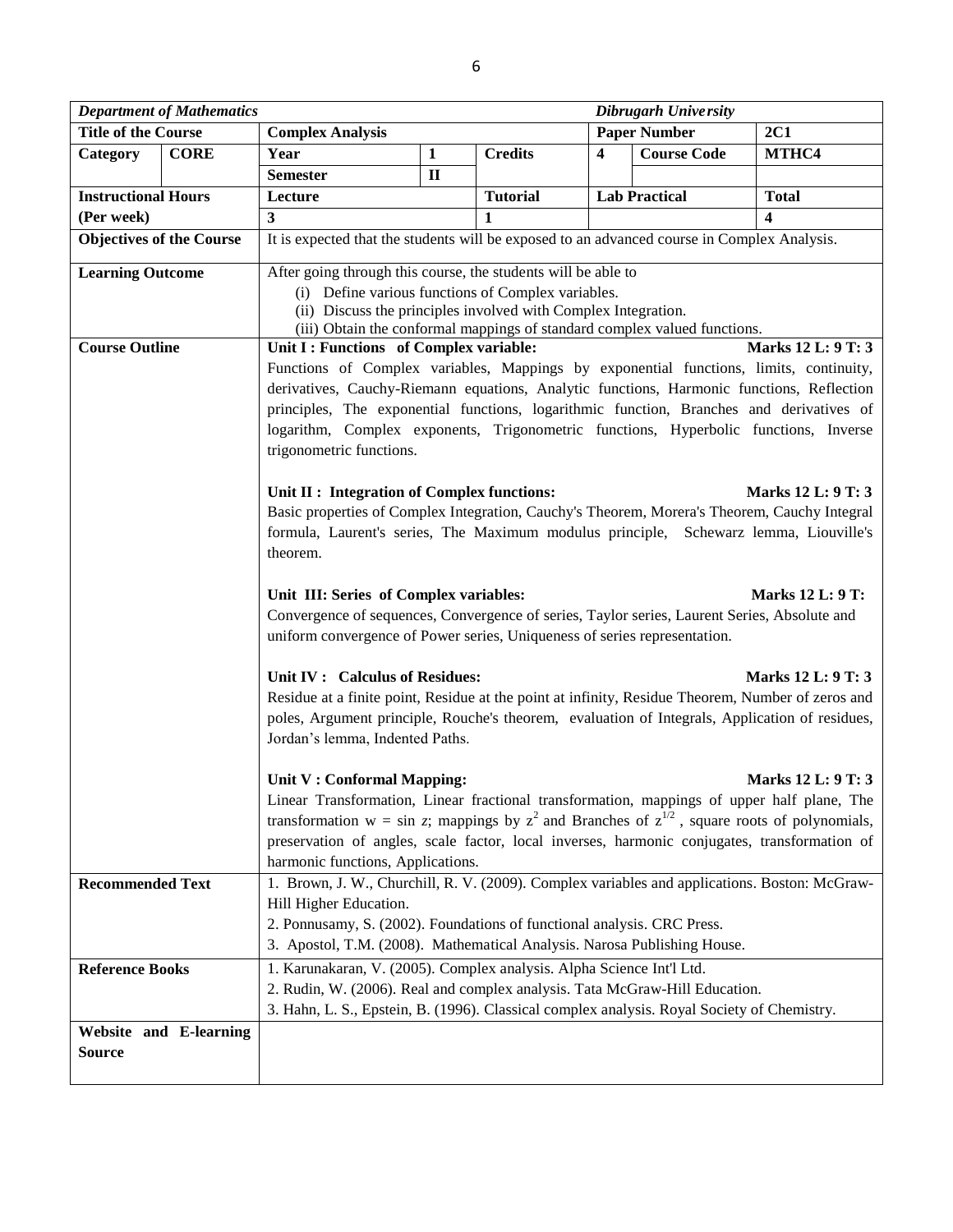| *Department of Mathematics* | | | | | | *Dibrugarh University* | |
|---|---|---|---|---|---|---|---|
| **Title of the Course** | | **Complex Analysis** | | | | **Paper Number** | **2C1** |
| **Category** | **CORE** | **Year** | **1** | **Credits** | **4** | **Course Code** | **MTHC4** |
| | | **Semester** | **II** | | | | |
| **Instructional Hours (Per week)** | | **Lecture** | | **Tutorial** | **Lab Practical** | | **Total** |
| | | **3** | | **1** | | | **4** |
| **Objectives of the Course** | | It is expected that the students will be exposed to an advanced course in Complex Analysis. | | | | | |
| **Learning Outcome** | | After going through this course, the students will be able to<br>(i) Define various functions of Complex variables.<br>(ii) Discuss the principles involved with Complex Integration.<br>(iii) Obtain the conformal mappings of standard complex valued functions. | | | | | |
| **Course Outline** | | **Unit I : Functions of Complex variable:** **Marks 12 L: 9 T: 3**<br>Functions of Complex variables, Mappings by exponential functions, limits, continuity, derivatives, Cauchy-Riemann equations, Analytic functions, Harmonic functions, Reflection principles, The exponential functions, logarithmic function, Branches and derivatives of logarithm, Complex exponents, Trigonometric functions, Hyperbolic functions, Inverse trigonometric functions.<br><br>**Unit II : Integration of Complex functions:** **Marks 12 L: 9 T: 3**<br>Basic properties of Complex Integration, Cauchy's Theorem, Morera's Theorem, Cauchy Integral formula, Laurent's series, The Maximum modulus principle, Schewarz lemma, Liouville's theorem.<br><br>**Unit III: Series of Complex variables:** **Marks 12 L: 9 T:**<br>Convergence of sequences, Convergence of series, Taylor series, Laurent Series, Absolute and uniform convergence of Power series, Uniqueness of series representation.<br><br>**Unit IV : Calculus of Residues:** **Marks 12 L: 9 T: 3**<br>Residue at a finite point, Residue at the point at infinity, Residue Theorem, Number of zeros and poles, Argument principle, Rouche's theorem, evaluation of Integrals, Application of residues, Jordan's lemma, Indented Paths.<br><br>**Unit V : Conformal Mapping:** **Marks 12 L: 9 T: 3**<br>Linear Transformation, Linear fractional transformation, mappings of upper half plane, The transformation $w = \sin z$; mappings by $z^2$ and Branches of $z^{1/2}$ , square roots of polynomials, preservation of angles, scale factor, local inverses, harmonic conjugates, transformation of harmonic functions, Applications. | | | | | |
| **Recommended Text** | | 1. Brown, J. W., Churchill, R. V. (2009). Complex variables and applications. Boston: McGraw-Hill Higher Education.<br>2. Ponnusamy, S. (2002). Foundations of functional analysis. CRC Press.<br>3. Apostol, T.M. (2008). Mathematical Analysis. Narosa Publishing House. | | | | | |
| **Reference Books** | | 1. Karunakaran, V. (2005). Complex analysis. Alpha Science Int'l Ltd.<br>2. Rudin, W. (2006). Real and complex analysis. Tata McGraw-Hill Education.<br>3. Hahn, L. S., Epstein, B. (1996). Classical complex analysis. Royal Society of Chemistry. | | | | | |
| **Website and E-learning Source** | | | | | | | |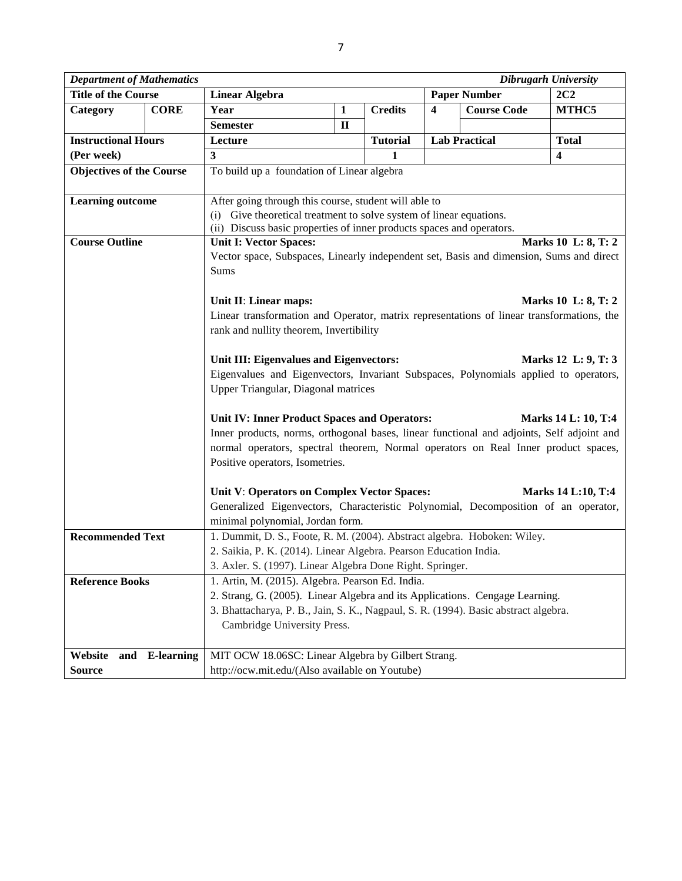| *Department of Mathematics* | | | | | | | *Dibrugarh University* |
|---|---|---|---|---|---|---|---|
| **Title of the Course** | | **Linear Algebra** | | | | **Paper Number** | **2C2** |
| **Category** | **CORE** | **Year** | **1** | **Credits** | **4** | **Course Code** | **MTHC5** |
| | | **Semester** | **II** | | | | |
| **Instructional Hours (Per week)** | | **Lecture** | | **Tutorial** | **Lab Practical** | | **Total** |
| | | **3** | | **1** | | | **4** |
| **Objectives of the Course** | | To build up a foundation of Linear algebra | | | | | |
| **Learning outcome** | | After going through this course, student will able to<br>(i) Give theoretical treatment to solve system of linear equations.<br>(ii) Discuss basic properties of inner products spaces and operators. | | | | | |
| **Course Outline** | | **Unit I: Vector Spaces:** **Marks 10 L: 8, T: 2**<br>Vector space, Subspaces, Linearly independent set, Basis and dimension, Sums and direct Sums<br><br>**Unit II: Linear maps:** **Marks 10 L: 8, T: 2**<br>Linear transformation and Operator, matrix representations of linear transformations, the rank and nullity theorem, Invertibility<br><br>**Unit III: Eigenvalues and Eigenvectors:** **Marks 12 L: 9, T: 3**<br>Eigenvalues and Eigenvectors, Invariant Subspaces, Polynomials applied to operators, Upper Triangular, Diagonal matrices<br><br>**Unit IV: Inner Product Spaces and Operators:** **Marks 14 L: 10, T:4**<br>Inner products, norms, orthogonal bases, linear functional and adjoints, Self adjoint and normal operators, spectral theorem, Normal operators on Real Inner product spaces, Positive operators, Isometries.<br><br>**Unit V: Operators on Complex Vector Spaces:** **Marks 14 L:10, T:4**<br>Generalized Eigenvectors, Characteristic Polynomial, Decomposition of an operator, minimal polynomial, Jordan form. | | | | | |
| **Recommended Text** | | 1. Dummit, D. S., Foote, R. M. (2004). Abstract algebra. Hoboken: Wiley.<br>2. Saikia, P. K. (2014). Linear Algebra. Pearson Education India.<br>3. Axler. S. (1997). Linear Algebra Done Right. Springer. | | | | | |
| **Reference Books** | | 1. Artin, M. (2015). Algebra. Pearson Ed. India.<br>2. Strang, G. (2005). Linear Algebra and its Applications. Cengage Learning.<br>3. Bhattacharya, P. B., Jain, S. K., Nagpaul, S. R. (1994). Basic abstract algebra. Cambridge University Press. | | | | | |
| **Website and E-learning Source** | | MIT OCW 18.06SC: Linear Algebra by Gilbert Strang.<br>http://ocw.mit.edu/(Also available on Youtube) | | | | | |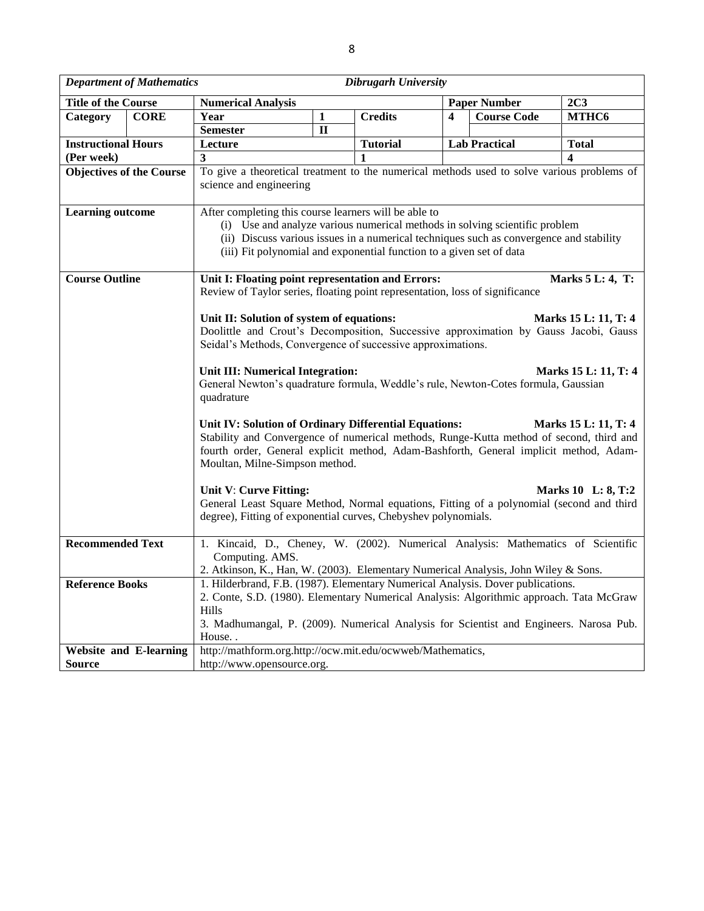| *Department of Mathematics* | | *Dibrugarh University* | | | | | |
|---|---|---|---|---|---|---|---|
| **Title of the Course** | | **Numerical Analysis** | | | **Paper Number** | | **2C3** |
| **Category** | **CORE** | **Year** | **1** | **Credits** | **4** | **Course Code** | **MTHC6** |
| | | **Semester** | **II** | | | | |
| **Instructional Hours (Per week)** | | **Lecture** | | **Tutorial** | **Lab Practical** | | **Total** |
| | | **3** | | **1** | | | **4** |
| **Objectives of the Course** | | To give a theoretical treatment to the numerical methods used to solve various problems of science and engineering | | | | | |
| **Learning outcome** | | After completing this course learners will be able to<br>(i) Use and analyze various numerical methods in solving scientific problem<br>(ii) Discuss various issues in a numerical techniques such as convergence and stability<br>(iii) Fit polynomial and exponential function to a given set of data | | | | | |
| **Course Outline** | | **Unit I: Floating point representation and Errors:** **Marks 5 L: 4, T:**<br>Review of Taylor series, floating point representation, loss of significance<br><br>**Unit II: Solution of system of equations:** **Marks 15 L: 11, T: 4**<br>Doolittle and Crout's Decomposition, Successive approximation by Gauss Jacobi, Gauss Seidal's Methods, Convergence of successive approximations.<br><br>**Unit III: Numerical Integration:** **Marks 15 L: 11, T: 4**<br>General Newton's quadrature formula, Weddle's rule, Newton-Cotes formula, Gaussian quadrature<br><br>**Unit IV: Solution of Ordinary Differential Equations:** **Marks 15 L: 11, T: 4**<br>Stability and Convergence of numerical methods, Runge-Kutta method of second, third and fourth order, General explicit method, Adam-Bashforth, General implicit method, Adam-Moultan, Milne-Simpson method.<br><br>**Unit V**: **Curve Fitting:** **Marks 10 L: 8, T:2**<br>General Least Square Method, Normal equations, Fitting of a polynomial (second and third degree), Fitting of exponential curves, Chebyshev polynomials. | | | | | |
| **Recommended Text** | | 1. Kincaid, D., Cheney, W. (2002). Numerical Analysis: Mathematics of Scientific Computing. AMS.<br>2. Atkinson, K., Han, W. (2003). Elementary Numerical Analysis, John Wiley & Sons. | | | | | |
| **Reference Books** | | 1. Hilderbrand, F.B. (1987). Elementary Numerical Analysis. Dover publications.<br>2. Conte, S.D. (1980). Elementary Numerical Analysis: Algorithmic approach. Tata McGraw Hills<br>3. Madhumangal, P. (2009). Numerical Analysis for Scientist and Engineers. Narosa Pub. House. . | | | | | |
| **Website and E-learning Source** | | http://mathform.org.http://ocw.mit.edu/ocwweb/Mathematics,<br>http://www.opensource.org. | | | | | |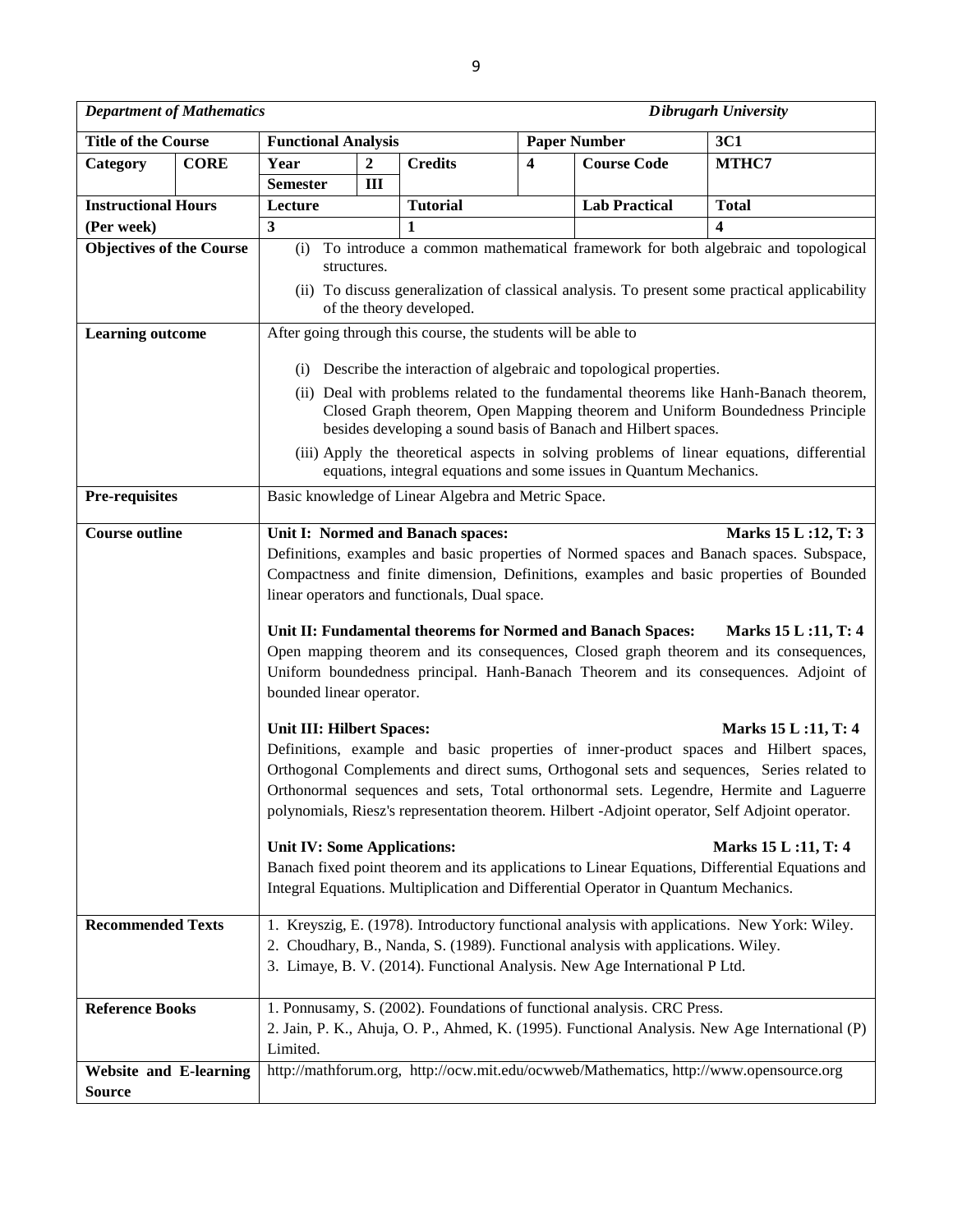| ***Department of Mathematics*** | | | | | | | ***Dibrugarh University*** |
|---|---|---|---|---|---|---|---|
| **Title of the Course** | | **Functional Analysis** | | | **Paper Number** | | **3C1** |
| **Category** | **CORE** | **Year** | **2** | **Credits** | **4** | **Course Code** | **MTHC7** |
| | | **Semester** | **III** | | | | |
| **Instructional Hours (Per week)** | | **Lecture** | | **Tutorial** | | **Lab Practical** | **Total** |
| | | **3** | | **1** | | | **4** |
| **Objectives of the Course** | | (i) To introduce a common mathematical framework for both algebraic and topological structures.<br>(ii) To discuss generalization of classical analysis. To present some practical applicability of the theory developed. | | | | | |
| **Learning outcome** | | After going through this course, the students will be able to<br>(i) Describe the interaction of algebraic and topological properties.<br>(ii) Deal with problems related to the fundamental theorems like Hanh-Banach theorem, Closed Graph theorem, Open Mapping theorem and Uniform Boundedness Principle besides developing a sound basis of Banach and Hilbert spaces.<br>(iii) Apply the theoretical aspects in solving problems of linear equations, differential equations, integral equations and some issues in Quantum Mechanics. | | | | | |
| **Pre-requisites** | | Basic knowledge of Linear Algebra and Metric Space. | | | | | |
| **Course outline** | | **Unit I: Normed and Banach spaces:** **Marks 15 L :12, T: 3**<br>Definitions, examples and basic properties of Normed spaces and Banach spaces. Subspace, Compactness and finite dimension, Definitions, examples and basic properties of Bounded linear operators and functionals, Dual space.<br><br>**Unit II: Fundamental theorems for Normed and Banach Spaces:** **Marks 15 L :11, T: 4**<br>Open mapping theorem and its consequences, Closed graph theorem and its consequences, Uniform boundedness principal. Hanh-Banach Theorem and its consequences. Adjoint of bounded linear operator.<br><br>**Unit III: Hilbert Spaces:** **Marks 15 L :11, T: 4**<br>Definitions, example and basic properties of inner-product spaces and Hilbert spaces, Orthogonal Complements and direct sums, Orthogonal sets and sequences, Series related to Orthonormal sequences and sets, Total orthonormal sets. Legendre, Hermite and Laguerre polynomials, Riesz's representation theorem. Hilbert -Adjoint operator, Self Adjoint operator.<br><br>**Unit IV: Some Applications:** **Marks 15 L :11, T: 4**<br>Banach fixed point theorem and its applications to Linear Equations, Differential Equations and Integral Equations. Multiplication and Differential Operator in Quantum Mechanics. | | | | | |
| **Recommended Texts** | | 1. Kreyszig, E. (1978). Introductory functional analysis with applications. New York: Wiley.<br>2. Choudhary, B., Nanda, S. (1989). Functional analysis with applications. Wiley.<br>3. Limaye, B. V. (2014). Functional Analysis. New Age International P Ltd. | | | | | |
| **Reference Books** | | 1. Ponnusamy, S. (2002). Foundations of functional analysis. CRC Press.<br>2. Jain, P. K., Ahuja, O. P., Ahmed, K. (1995). Functional Analysis. New Age International (P) Limited. | | | | | |
| **Website and E-learning Source** | | http://mathforum.org, http://ocw.mit.edu/ocwweb/Mathematics, http://www.opensource.org | | | | | |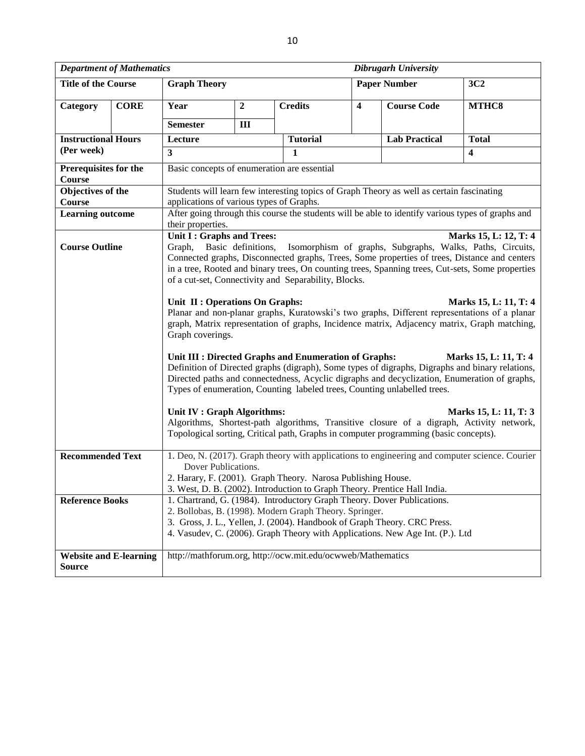| *Department of Mathematics* | | | | | | *Dibrugarh University* | |
|---|---|---|---|---|---|---|---|
| **Title of the Course** | | **Graph Theory** | | | | **Paper Number** | **3C2** |
| **Category** | **CORE** | **Year** | **2** | **Credits** | **4** | **Course Code** | **MTHC8** |
| | | **Semester** | **III** | | | | |
| **Instructional Hours (Per week)** | | **Lecture** | | **Tutorial** | | **Lab Practical** | **Total** |
| | | **3** | | **1** | | | **4** |
| **Prerequisites for the Course** | | Basic concepts of enumeration are essential | | | | | |
| **Objectives of the Course** | | Students will learn few interesting topics of Graph Theory as well as certain fascinating applications of various types of Graphs. | | | | | |
| **Learning outcome** | | After going through this course the students will be able to identify various types of graphs and their properties. | | | | | |
| **Course Outline** | | **Unit I : Graphs and Trees:** **Marks 15, L: 12, T: 4**<br>Graph, Basic definitions, Isomorphism of graphs, Subgraphs, Walks, Paths, Circuits, Connected graphs, Disconnected graphs, Trees, Some properties of trees, Distance and centers in a tree, Rooted and binary trees, On counting trees, Spanning trees, Cut-sets, Some properties of a cut-set, Connectivity and Separability, Blocks.<br><br>**Unit II : Operations On Graphs:** **Marks 15, L: 11, T: 4**<br>Planar and non-planar graphs, Kuratowski's two graphs, Different representations of a planar graph, Matrix representation of graphs, Incidence matrix, Adjacency matrix, Graph matching, Graph coverings.<br><br>**Unit III : Directed Graphs and Enumeration of Graphs:** **Marks 15, L: 11, T: 4**<br>Definition of Directed graphs (digraph), Some types of digraphs, Digraphs and binary relations, Directed paths and connectedness, Acyclic digraphs and decyclization, Enumeration of graphs, Types of enumeration, Counting labeled trees, Counting unlabelled trees.<br><br>**Unit IV : Graph Algorithms:** **Marks 15, L: 11, T: 3**<br>Algorithms, Shortest-path algorithms, Transitive closure of a digraph, Activity network, Topological sorting, Critical path, Graphs in computer programming (basic concepts). | | | | | |
| **Recommended Text** | | 1. Deo, N. (2017). Graph theory with applications to engineering and computer science. Courier Dover Publications.<br>2. Harary, F. (2001). Graph Theory. Narosa Publishing House.<br>3. West, D. B. (2002). Introduction to Graph Theory. Prentice Hall India. | | | | | |
| **Reference Books** | | 1. Chartrand, G. (1984). Introductory Graph Theory. Dover Publications.<br>2. Bollobas, B. (1998). Modern Graph Theory. Springer.<br>3. Gross, J. L., Yellen, J. (2004). Handbook of Graph Theory. CRC Press.<br>4. Vasudev, C. (2006). Graph Theory with Applications. New Age Int. (P.). Ltd | | | | | |
| **Website and E-learning Source** | | http://mathforum.org, http://ocw.mit.edu/ocwweb/Mathematics | | | | | |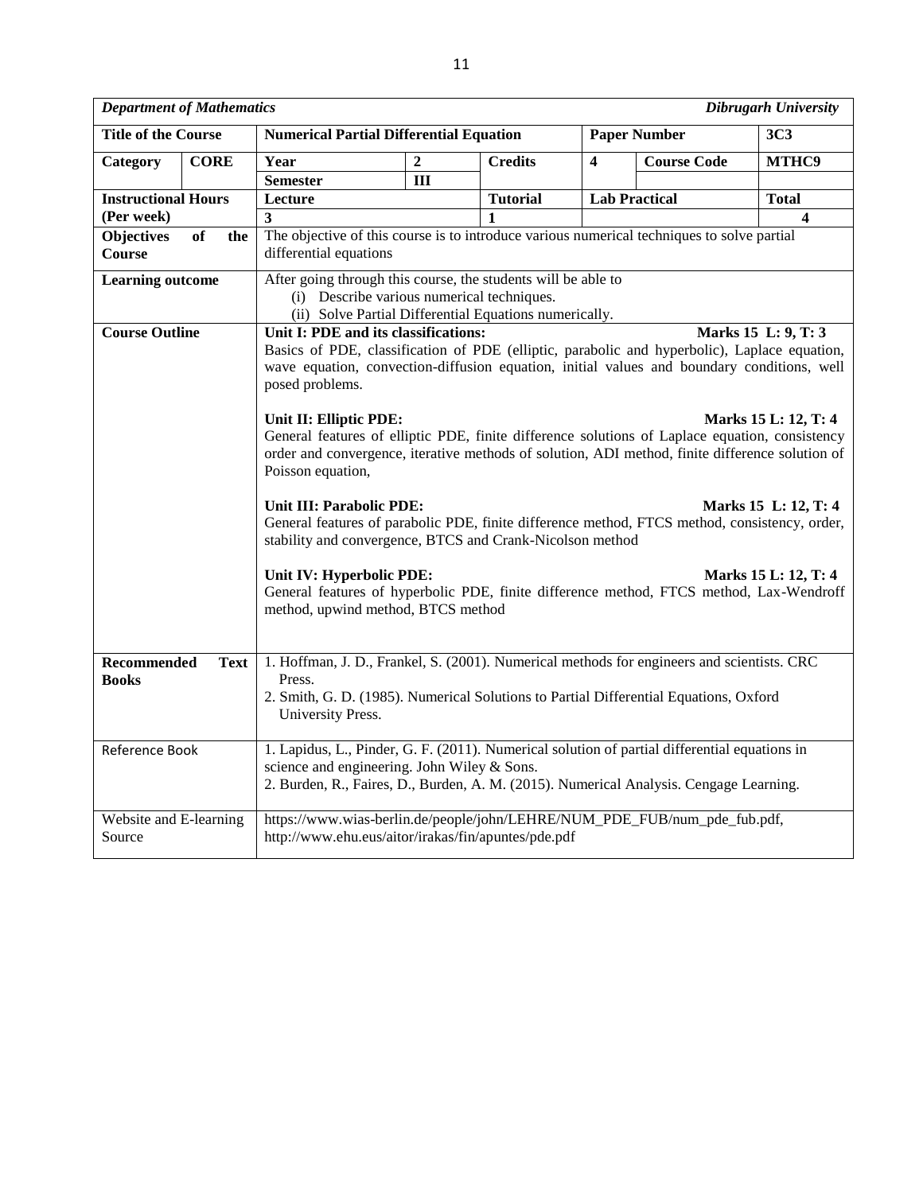| *Department of Mathematics* | | | | | | | *Dibrugarh University* |
|---|---|---|---|---|---|---|---|
| **Title of the Course** | | **Numerical Partial Differential Equation** | | | **Paper Number** | | **3C3** |
| **Category** | **CORE** | **Year** | **2** | **Credits** | **4** | **Course Code** | **MTHC9** |
| | | **Semester** | **III** | | | | |
| **Instructional Hours (Per week)** | | **Lecture** | | **Tutorial** | **Lab Practical** | | **Total** |
| | | **3** | | **1** | | | **4** |
| **Objectives of the Course** | | The objective of this course is to introduce various numerical techniques to solve partial differential equations | | | | | |
| **Learning outcome** | | After going through this course, the students will be able to<br>(i) Describe various numerical techniques.<br>(ii) Solve Partial Differential Equations numerically. | | | | | |
| **Course Outline** | | **Unit I: PDE and its classifications:** **Marks 15 L: 9, T: 3**<br>Basics of PDE, classification of PDE (elliptic, parabolic and hyperbolic), Laplace equation, wave equation, convection-diffusion equation, initial values and boundary conditions, well posed problems.<br><br>**Unit II: Elliptic PDE:** **Marks 15 L: 12, T: 4**<br>General features of elliptic PDE, finite difference solutions of Laplace equation, consistency order and convergence, iterative methods of solution, ADI method, finite difference solution of Poisson equation,<br><br>**Unit III: Parabolic PDE:** **Marks 15 L: 12, T: 4**<br>General features of parabolic PDE, finite difference method, FTCS method, consistency, order, stability and convergence, BTCS and Crank-Nicolson method<br><br>**Unit IV: Hyperbolic PDE:** **Marks 15 L: 12, T: 4**<br>General features of hyperbolic PDE, finite difference method, FTCS method, Lax-Wendroff method, upwind method, BTCS method | | | | | |
| **Recommended Text Books** | | 1. Hoffman, J. D., Frankel, S. (2001). Numerical methods for engineers and scientists. CRC Press.<br>2. Smith, G. D. (1985). Numerical Solutions to Partial Differential Equations, Oxford University Press. | | | | | |
| Reference Book | | 1. Lapidus, L., Pinder, G. F. (2011). Numerical solution of partial differential equations in science and engineering. John Wiley & Sons.<br>2. Burden, R., Faires, D., Burden, A. M. (2015). Numerical Analysis. Cengage Learning. | | | | | |
| Website and E-learning Source | | https://www.wias-berlin.de/people/john/LEHRE/NUM_PDE_FUB/num_pde_fub.pdf, http://www.ehu.eus/aitor/irakas/fin/apuntes/pde.pdf | | | | | |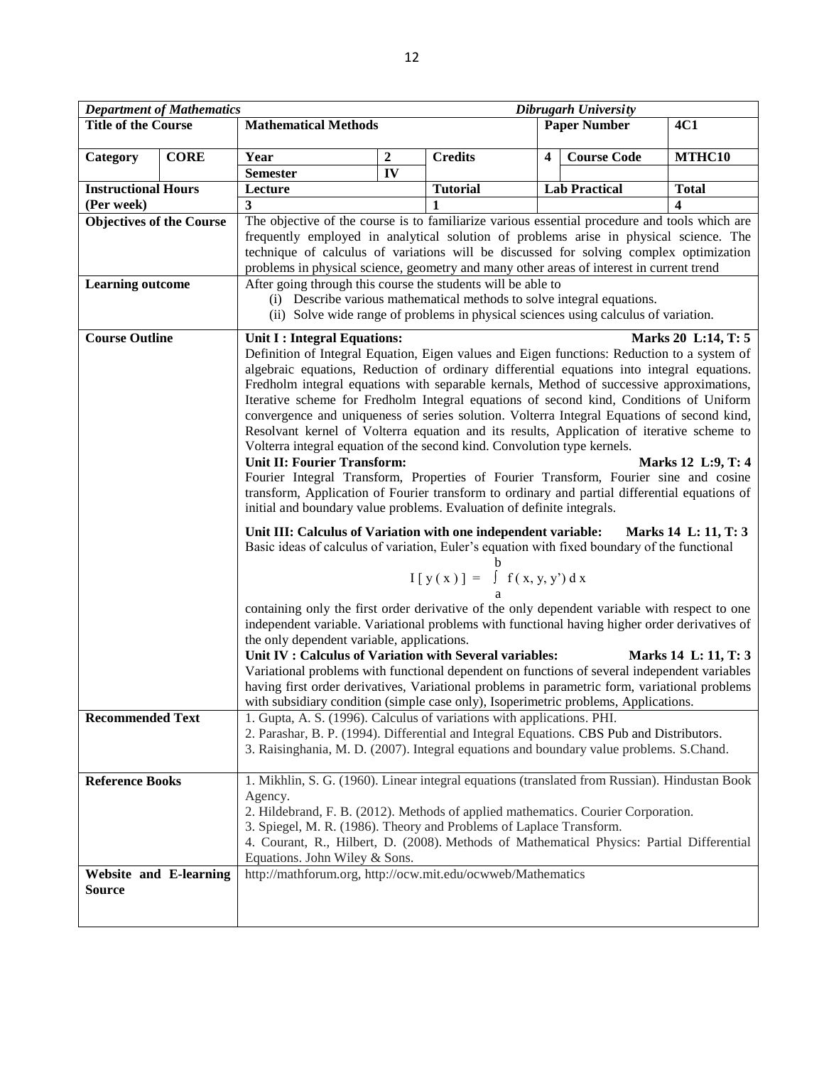| *Department of Mathematics* | | | | *Dibrugarh University* | | | |
|---|---|---|---|---|---|---|---|
| **Title of the Course** | | **Mathematical Methods** | | | **Paper Number** | | **4C1** |
| **Category** | **CORE** | **Year** | **2** | **Credits** | **4** | **Course Code** | **MTHC10** |
| | | **Semester** | **IV** | | | | |
| **Instructional Hours (Per week)** | | **Lecture** | | **Tutorial** | **Lab Practical** | | **Total** |
| | | **3** | | **1** | | | **4** |
| **Objectives of the Course** | | The objective of the course is to familiarize various essential procedure and tools which are frequently employed in analytical solution of problems arise in physical science. The technique of calculus of variations will be discussed for solving complex optimization problems in physical science, geometry and many other areas of interest in current trend | | | | | |
| **Learning outcome** | | After going through this course the students will be able to<br>(i) Describe various mathematical methods to solve integral equations.<br>(ii) Solve wide range of problems in physical sciences using calculus of variation. | | | | | |
| **Course Outline** | | **Unit I : Integral Equations:** **Marks 20 L:14, T: 5**<br>Definition of Integral Equation, Eigen values and Eigen functions: Reduction to a system of algebraic equations, Reduction of ordinary differential equations into integral equations. Fredholm integral equations with separable kernals, Method of successive approximations, Iterative scheme for Fredholm Integral equations of second kind, Conditions of Uniform convergence and uniqueness of series solution. Volterra Integral Equations of second kind, Resolvant kernel of Volterra equation and its results, Application of iterative scheme to Volterra integral equation of the second kind. Convolution type kernels.<br>**Unit II: Fourier Transform:** **Marks 12 L:9, T: 4**<br>Fourier Integral Transform, Properties of Fourier Transform, Fourier sine and cosine transform, Application of Fourier transform to ordinary and partial differential equations of initial and boundary value problems. Evaluation of definite integrals.<br>**Unit III: Calculus of Variation with one independent variable:** **Marks 14 L: 11, T: 3**<br>Basic ideas of calculus of variation, Euler's equation with fixed boundary of the functional<br>$I[y(x)] = \int_a^b f(x, y, y')\,dx$<br>containing only the first order derivative of the only dependent variable with respect to one independent variable. Variational problems with functional having higher order derivatives of the only dependent variable, applications.<br>**Unit IV : Calculus of Variation with Several variables:** **Marks 14 L: 11, T: 3**<br>Variational problems with functional dependent on functions of several independent variables having first order derivatives, Variational problems in parametric form, variational problems with subsidiary condition (simple case only), Isoperimetric problems, Applications. | | | | | |
| **Recommended Text** | | 1. Gupta, A. S. (1996). Calculus of variations with applications. PHI.<br>2. Parashar, B. P. (1994). Differential and Integral Equations. CBS Pub and Distributors.<br>3. Raisinghania, M. D. (2007). Integral equations and boundary value problems. S.Chand. | | | | | |
| **Reference Books** | | 1. Mikhlin, S. G. (1960). Linear integral equations (translated from Russian). Hindustan Book Agency.<br>2. Hildebrand, F. B. (2012). Methods of applied mathematics. Courier Corporation.<br>3. Spiegel, M. R. (1986). Theory and Problems of Laplace Transform.<br>4. Courant, R., Hilbert, D. (2008). Methods of Mathematical Physics: Partial Differential Equations. John Wiley & Sons. | | | | | |
| **Website and E-learning Source** | | http://mathforum.org, http://ocw.mit.edu/ocwweb/Mathematics | | | | | |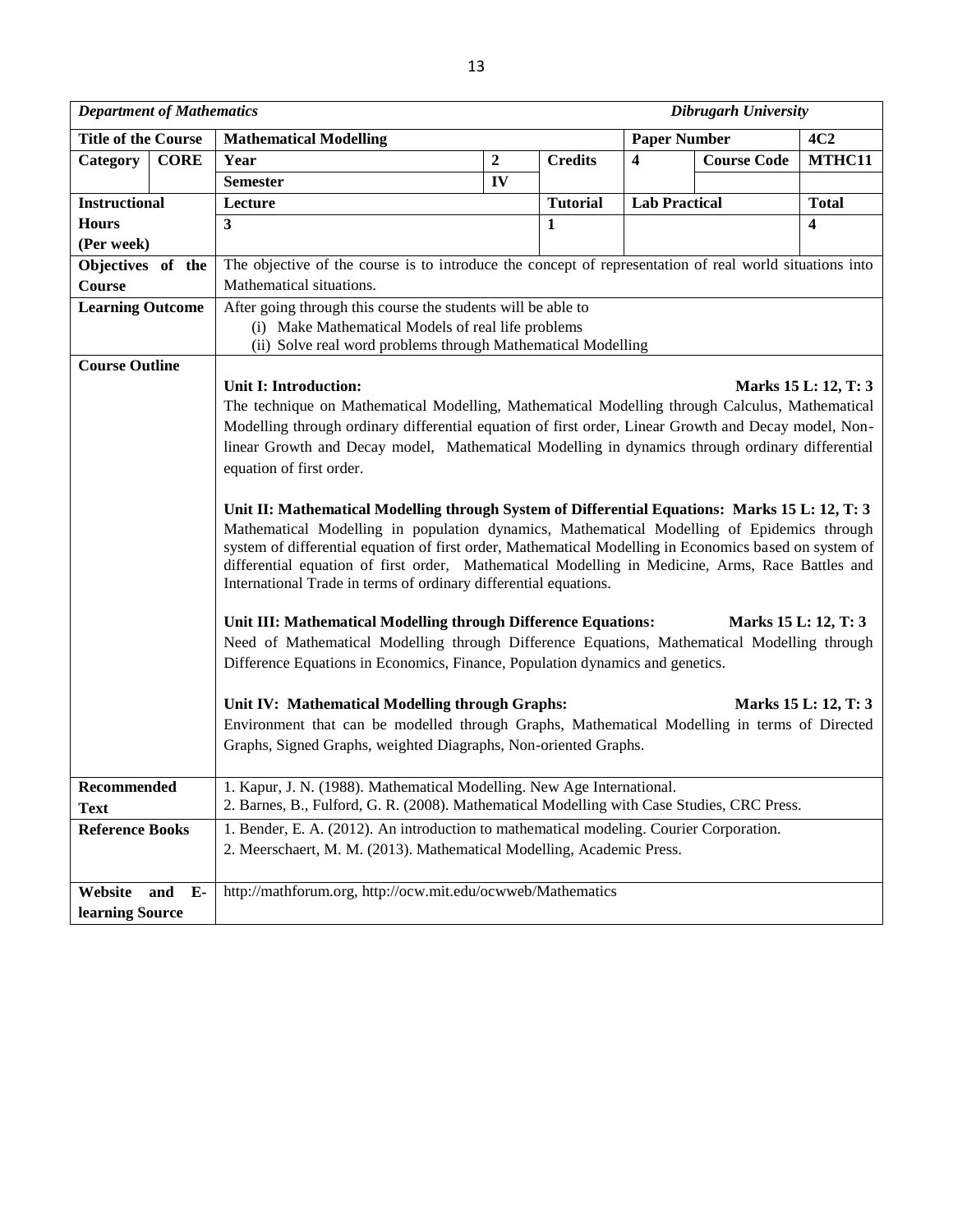| *Department of Mathematics* | | | | | | *Dibrugarh University* | |
|---|---|---|---|---|---|---|---|
| **Title of the Course** | | **Mathematical Modelling** | | | **Paper Number** | | **4C2** |
| **Category** | **CORE** | **Year** | **2** | **Credits** | **4** | **Course Code** | **MTHC11** |
| | | **Semester** | **IV** | | | | |
| **Instructional Hours (Per week)** | | **Lecture** | | **Tutorial** | **Lab Practical** | | **Total** |
| | | **3** | | **1** | | | **4** |
| **Objectives of the Course** | | The objective of the course is to introduce the concept of representation of real world situations into Mathematical situations. | | | | | |
| **Learning Outcome** | | After going through this course the students will be able to (i) Make Mathematical Models of real life problems (ii) Solve real word problems through Mathematical Modelling | | | | | |
| **Course Outline** | | See below | | | | | |
| **Recommended Text** | | 1. Kapur, J. N. (1988). Mathematical Modelling. New Age International. 2. Barnes, B., Fulford, G. R. (2008). Mathematical Modelling with Case Studies, CRC Press. | | | | | |
| **Reference Books** | | 1. Bender, E. A. (2012). An introduction to mathematical modeling. Courier Corporation. 2. Meerschaert, M. M. (2013). Mathematical Modelling, Academic Press. | | | | | |
| **Website and E-learning Source** | | http://mathforum.org, http://ocw.mit.edu/ocwweb/Mathematics | | | | | |

**Course Outline**

**Unit I: Introduction:** **Marks 15 L: 12, T: 3**

The technique on Mathematical Modelling, Mathematical Modelling through Calculus, Mathematical Modelling through ordinary differential equation of first order, Linear Growth and Decay model, Non-linear Growth and Decay model, Mathematical Modelling in dynamics through ordinary differential equation of first order.

**Unit II: Mathematical Modelling through System of Differential Equations: Marks 15 L: 12, T: 3**

Mathematical Modelling in population dynamics, Mathematical Modelling of Epidemics through system of differential equation of first order, Mathematical Modelling in Economics based on system of differential equation of first order, Mathematical Modelling in Medicine, Arms, Race Battles and International Trade in terms of ordinary differential equations.

**Unit III: Mathematical Modelling through Difference Equations:** **Marks 15 L: 12, T: 3**

Need of Mathematical Modelling through Difference Equations, Mathematical Modelling through Difference Equations in Economics, Finance, Population dynamics and genetics.

**Unit IV: Mathematical Modelling through Graphs:** **Marks 15 L: 12, T: 3**

Environment that can be modelled through Graphs, Mathematical Modelling in terms of Directed Graphs, Signed Graphs, weighted Diagraphs, Non-oriented Graphs.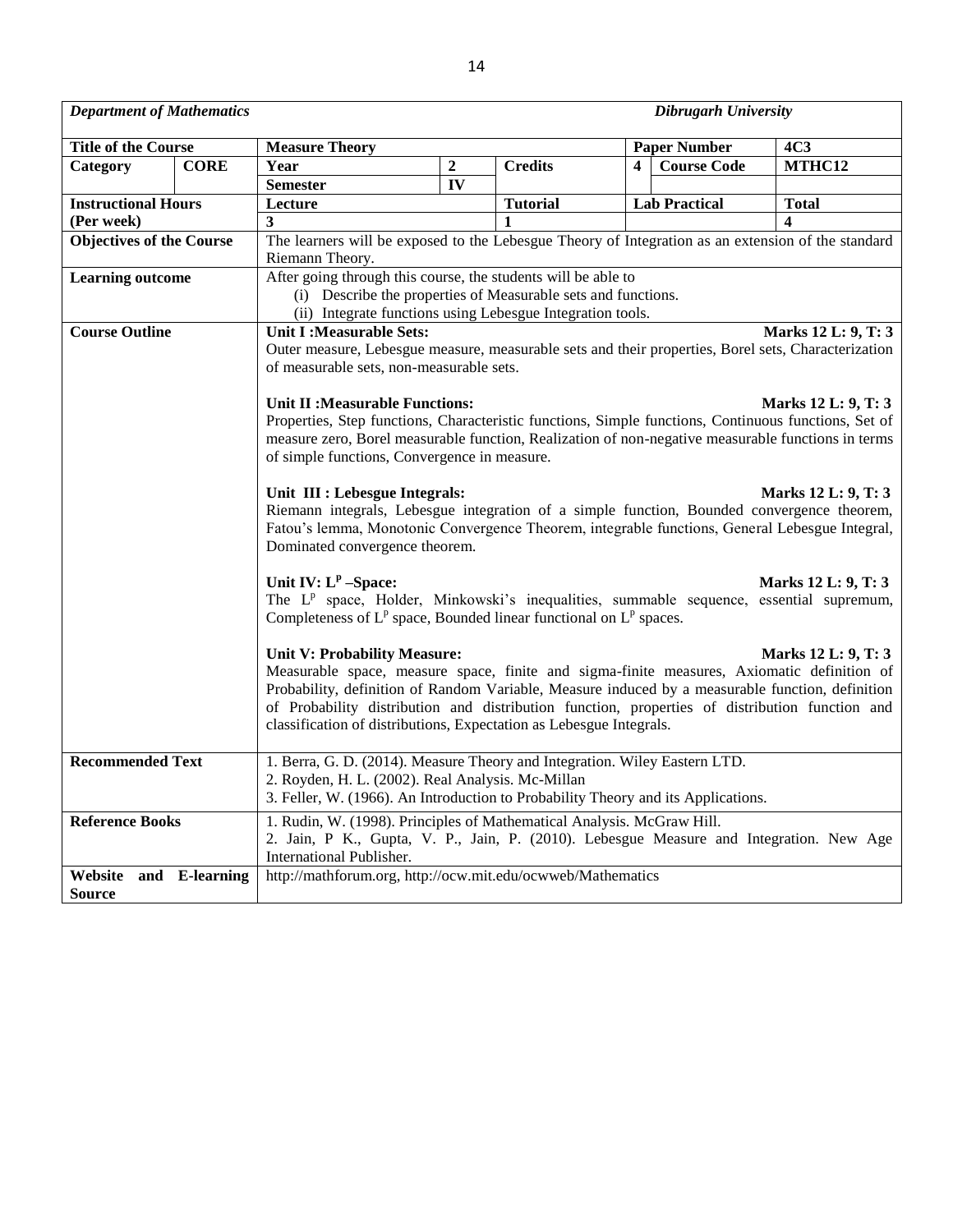| *Department of Mathematics* | | | | | | | *Dibrugarh University* |
|---|---|---|---|---|---|---|---|
| **Title of the Course** | | **Measure Theory** | | | **Paper Number** | | **4C3** |
| **Category** | **CORE** | **Year** | **2** | **Credits** | **4** | **Course Code** | **MTHC12** |
| | | **Semester** | **IV** | | | | |
| **Instructional Hours (Per week)** | | **Lecture** | | **Tutorial** | **Lab Practical** | | **Total** |
| | | **3** | | **1** | | | **4** |
| **Objectives of the Course** | | The learners will be exposed to the Lebesgue Theory of Integration as an extension of the standard Riemann Theory. | | | | | |
| **Learning outcome** | | After going through this course, the students will be able to (i) Describe the properties of Measurable sets and functions. (ii) Integrate functions using Lebesgue Integration tools. | | | | | |
| **Course Outline** | | **Unit I :Measurable Sets:** **Marks 12 L: 9, T: 3** Outer measure, Lebesgue measure, measurable sets and their properties, Borel sets, Characterization of measurable sets, non-measurable sets. | | | | | |
| | | **Unit II :Measurable Functions:** **Marks 12 L: 9, T: 3** Properties, Step functions, Characteristic functions, Simple functions, Continuous functions, Set of measure zero, Borel measurable function, Realization of non-negative measurable functions in terms of simple functions, Convergence in measure. | | | | | |
| | | **Unit III : Lebesgue Integrals:** **Marks 12 L: 9, T: 3** Riemann integrals, Lebesgue integration of a simple function, Bounded convergence theorem, Fatou's lemma, Monotonic Convergence Theorem, integrable functions, General Lebesgue Integral, Dominated convergence theorem. | | | | | |
| | | **Unit IV: $L^p$ –Space:** **Marks 12 L: 9, T: 3** The $L^p$ space, Holder, Minkowski's inequalities, summable sequence, essential supremum, Completeness of $L^p$ space, Bounded linear functional on $L^p$ spaces. | | | | | |
| | | **Unit V: Probability Measure:** **Marks 12 L: 9, T: 3** Measurable space, measure space, finite and sigma-finite measures, Axiomatic definition of Probability, definition of Random Variable, Measure induced by a measurable function, definition of Probability distribution and distribution function, properties of distribution function and classification of distributions, Expectation as Lebesgue Integrals. | | | | | |
| **Recommended Text** | | 1. Berra, G. D. (2014). Measure Theory and Integration. Wiley Eastern LTD. 2. Royden, H. L. (2002). Real Analysis. Mc-Millan 3. Feller, W. (1966). An Introduction to Probability Theory and its Applications. | | | | | |
| **Reference Books** | | 1. Rudin, W. (1998). Principles of Mathematical Analysis. McGraw Hill. 2. Jain, P K., Gupta, V. P., Jain, P. (2010). Lebesgue Measure and Integration. New Age International Publisher. | | | | | |
| **Website and E-learning Source** | | http://mathforum.org, http://ocw.mit.edu/ocwweb/Mathematics | | | | | |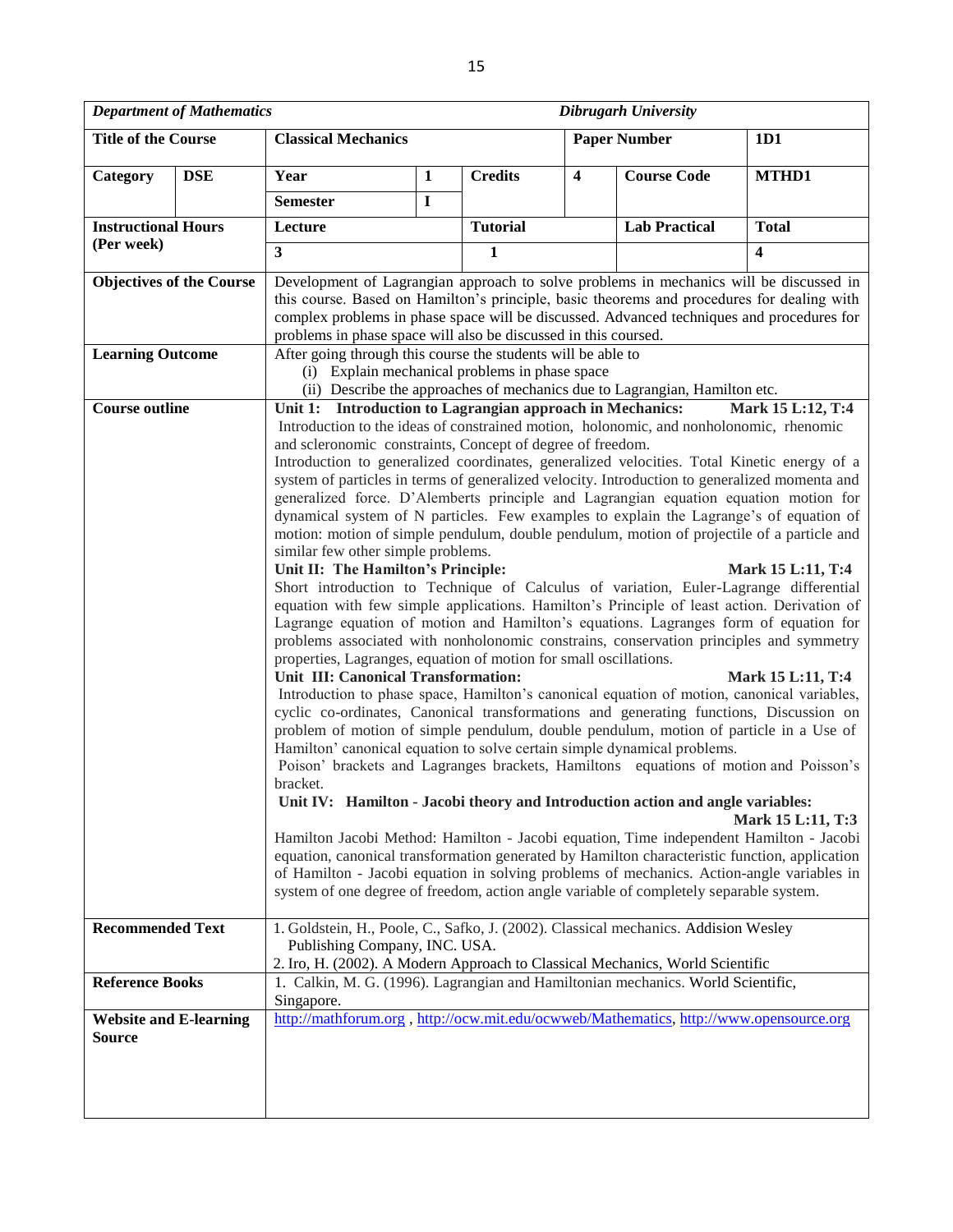| *Department of Mathematics* | | | | | *Dibrugarh University* | | |
|---|---|---|---|---|---|---|---|
| **Title of the Course** | | **Classical Mechanics** | | | **Paper Number** | | **1D1** |
| **Category** | **DSE** | **Year** | **1** | **Credits** | **4** | **Course Code** | **MTHD1** |
| | | **Semester** | **I** | | | | |
| **Instructional Hours (Per week)** | | **Lecture** | | **Tutorial** | | **Lab Practical** | **Total** |
| | | **3** | | **1** | | | **4** |
| **Objectives of the Course** | | Development of Lagrangian approach to solve problems in mechanics will be discussed in this course. Based on Hamilton's principle, basic theorems and procedures for dealing with complex problems in phase space will be discussed. Advanced techniques and procedures for problems in phase space will also be discussed in this coursed. | | | | | |
| **Learning Outcome** | | After going through this course the students will be able to<br>(i) Explain mechanical problems in phase space<br>(ii) Describe the approaches of mechanics due to Lagrangian, Hamilton etc. | | | | | |
| **Course outline** | | **Unit 1: Introduction to Lagrangian approach in Mechanics:** **Mark 15 L:12, T:4**<br>Introduction to the ideas of constrained motion, holonomic, and nonholonomic, rhenomic and scleronomic constraints, Concept of degree of freedom.<br>Introduction to generalized coordinates, generalized velocities. Total Kinetic energy of a system of particles in terms of generalized velocity. Introduction to generalized momenta and generalized force. D'Alemberts principle and Lagrangian equation equation motion for dynamical system of N particles. Few examples to explain the Lagrange's of equation of motion: motion of simple pendulum, double pendulum, motion of projectile of a particle and similar few other simple problems.<br>**Unit II: The Hamilton's Principle:** **Mark 15 L:11, T:4**<br>Short introduction to Technique of Calculus of variation, Euler-Lagrange differential equation with few simple applications. Hamilton's Principle of least action. Derivation of Lagrange equation of motion and Hamilton's equations. Lagranges form of equation for problems associated with nonholonomic constrains, conservation principles and symmetry properties, Lagranges, equation of motion for small oscillations.<br>**Unit III: Canonical Transformation:** **Mark 15 L:11, T:4**<br>Introduction to phase space, Hamilton's canonical equation of motion, canonical variables, cyclic co-ordinates, Canonical transformations and generating functions, Discussion on problem of motion of simple pendulum, double pendulum, motion of particle in a Use of Hamilton' canonical equation to solve certain simple dynamical problems.<br>Poison' brackets and Lagranges brackets, Hamiltons equations of motion and Poisson's bracket.<br>**Unit IV: Hamilton - Jacobi theory and Introduction action and angle variables:** **Mark 15 L:11, T:3**<br>Hamilton Jacobi Method: Hamilton - Jacobi equation, Time independent Hamilton - Jacobi equation, canonical transformation generated by Hamilton characteristic function, application of Hamilton - Jacobi equation in solving problems of mechanics. Action-angle variables in system of one degree of freedom, action angle variable of completely separable system. | | | | | |
| **Recommended Text** | | 1. Goldstein, H., Poole, C., Safko, J. (2002). Classical mechanics. Addision Wesley Publishing Company, INC. USA.<br>2. Iro, H. (2002). A Modern Approach to Classical Mechanics, World Scientific | | | | | |
| **Reference Books** | | 1. Calkin, M. G. (1996). Lagrangian and Hamiltonian mechanics. World Scientific, Singapore. | | | | | |
| **Website and E-learning Source** | | http://mathforum.org , http://ocw.mit.edu/ocwweb/Mathematics, http://www.opensource.org | | | | | |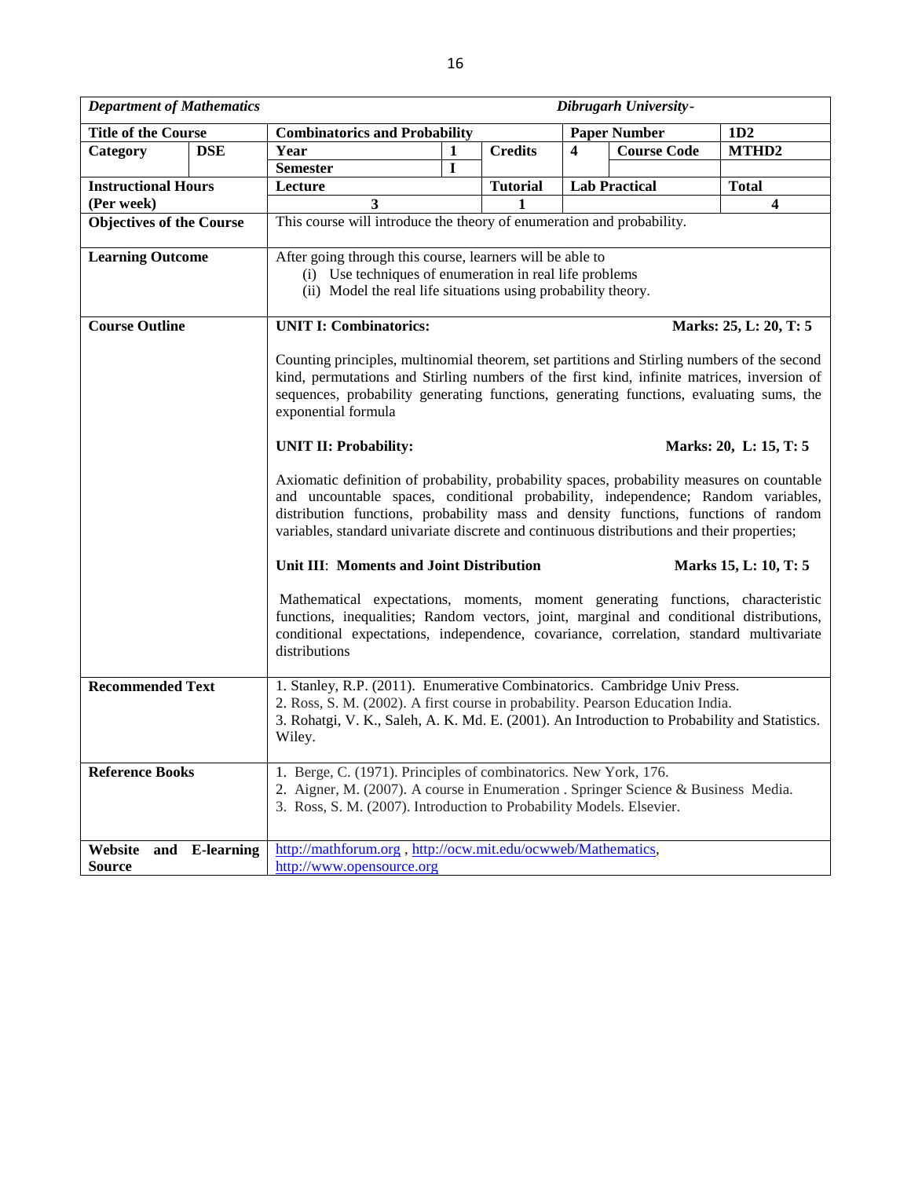| *Department of Mathematics* | | *Dibrugarh University-* | | | | | |
|---|---|---|---|---|---|---|---|
| **Title of the Course** | | **Combinatorics and Probability** | | | **Paper Number** | | **1D2** |
| **Category** | **DSE** | **Year** | **1** | **Credits** | **4** | **Course Code** | **MTHD2** |
| | | **Semester** | **I** | | | | |
| **Instructional Hours (Per week)** | | **Lecture** | | **Tutorial** | **Lab Practical** | | **Total** |
| | | **3** | | **1** | | | **4** |
| **Objectives of the Course** | | This course will introduce the theory of enumeration and probability. | | | | | |
| **Learning Outcome** | | After going through this course, learners will be able to (i) Use techniques of enumeration in real life problems (ii) Model the real life situations using probability theory. | | | | | |
| **Course Outline** | | **UNIT I: Combinatorics:** **Marks: 25, L: 20, T: 5** Counting principles, multinomial theorem, set partitions and Stirling numbers of the second kind, permutations and Stirling numbers of the first kind, infinite matrices, inversion of sequences, probability generating functions, generating functions, evaluating sums, the exponential formula **UNIT II: Probability:** **Marks: 20, L: 15, T: 5** Axiomatic definition of probability, probability spaces, probability measures on countable and uncountable spaces, conditional probability, independence; Random variables, distribution functions, probability mass and density functions, functions of random variables, standard univariate discrete and continuous distributions and their properties; **Unit III: Moments and Joint Distribution** **Marks 15, L: 10, T: 5** Mathematical expectations, moments, moment generating functions, characteristic functions, inequalities; Random vectors, joint, marginal and conditional distributions, conditional expectations, independence, covariance, correlation, standard multivariate distributions | | | | | |
| **Recommended Text** | | 1. Stanley, R.P. (2011). Enumerative Combinatorics. Cambridge Univ Press. 2. Ross, S. M. (2002). A first course in probability. Pearson Education India. 3. Rohatgi, V. K., Saleh, A. K. Md. E. (2001). An Introduction to Probability and Statistics. Wiley. | | | | | |
| **Reference Books** | | 1. Berge, C. (1971). Principles of combinatorics. New York, 176. 2. Aigner, M. (2007). A course in Enumeration . Springer Science & Business Media. 3. Ross, S. M. (2007). Introduction to Probability Models. Elsevier. | | | | | |
| **Website and E-learning Source** | | http://mathforum.org , http://ocw.mit.edu/ocwweb/Mathematics, http://www.opensource.org | | | | | |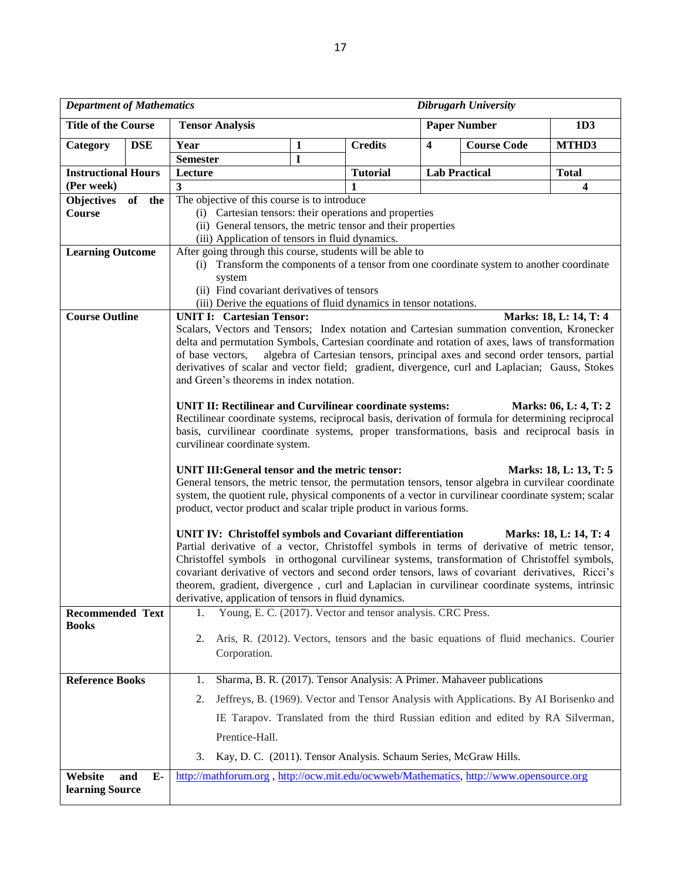| *Department of Mathematics* | | | | | *Dibrugarh University* | | |
|---|---|---|---|---|---|---|---|
| **Title of the Course** | | **Tensor Analysis** | | | **Paper Number** | | **1D3** |
| **Category** | **DSE** | **Year** | **1** | **Credits** | **4** | **Course Code** | **MTHD3** |
| | | **Semester** | **I** | | | | |
| **Instructional Hours (Per week)** | | **Lecture** | | **Tutorial** | **Lab Practical** | | **Total** |
| | | **3** | | **1** | | | **4** |

**Objectives of the Course**

The objective of this course is to introduce

- (i) Cartesian tensors: their operations and properties
- (ii) General tensors, the metric tensor and their properties
- (iii) Application of tensors in fluid dynamics.

**Learning Outcome**

After going through this course, students will be able to

- (i) Transform the components of a tensor from one coordinate system to another coordinate system
- (ii) Find covariant derivatives of tensors
- (iii) Derive the equations of fluid dynamics in tensor notations.

**Course Outline**

**UNIT I: Cartesian Tensor:** **Marks: 18, L: 14, T: 4**

Scalars, Vectors and Tensors; Index notation and Cartesian summation convention, Kronecker delta and permutation Symbols, Cartesian coordinate and rotation of axes, laws of transformation of base vectors, algebra of Cartesian tensors, principal axes and second order tensors, partial derivatives of scalar and vector field; gradient, divergence, curl and Laplacian; Gauss, Stokes and Green's theorems in index notation.

**UNIT II: Rectilinear and Curvilinear coordinate systems:** **Marks: 06, L: 4, T: 2**

Rectilinear coordinate systems, reciprocal basis, derivation of formula for determining reciprocal basis, curvilinear coordinate systems, proper transformations, basis and reciprocal basis in curvilinear coordinate system.

**UNIT III:General tensor and the metric tensor:** **Marks: 18, L: 13, T: 5**

General tensors, the metric tensor, the permutation tensors, tensor algebra in curvilear coordinate system, the quotient rule, physical components of a vector in curvilinear coordinate system; scalar product, vector product and scalar triple product in various forms.

**UNIT IV: Christoffel symbols and Covariant differentiation** **Marks: 18, L: 14, T: 4**

Partial derivative of a vector, Christoffel symbols in terms of derivative of metric tensor, Christoffel symbols in orthogonal curvilinear systems, transformation of Christoffel symbols, covariant derivative of vectors and second order tensors, laws of covariant derivatives, Ricci's theorem, gradient, divergence , curl and Laplacian in curvilinear coordinate systems, intrinsic derivative, application of tensors in fluid dynamics.

**Recommended Text Books**

1. Young, E. C. (2017). Vector and tensor analysis. CRC Press.
2. Aris, R. (2012). Vectors, tensors and the basic equations of fluid mechanics. Courier Corporation.

**Reference Books**

1. Sharma, B. R. (2017). Tensor Analysis: A Primer. Mahaveer publications
2. Jeffreys, B. (1969). Vector and Tensor Analysis with Applications. By AI Borisenko and IE Tarapov. Translated from the third Russian edition and edited by RA Silverman, Prentice-Hall.
3. Kay, D. C. (2011). Tensor Analysis. Schaum Series, McGraw Hills.

**Website and E-learning Source**

http://mathforum.org , http://ocw.mit.edu/ocwweb/Mathematics, http://www.opensource.org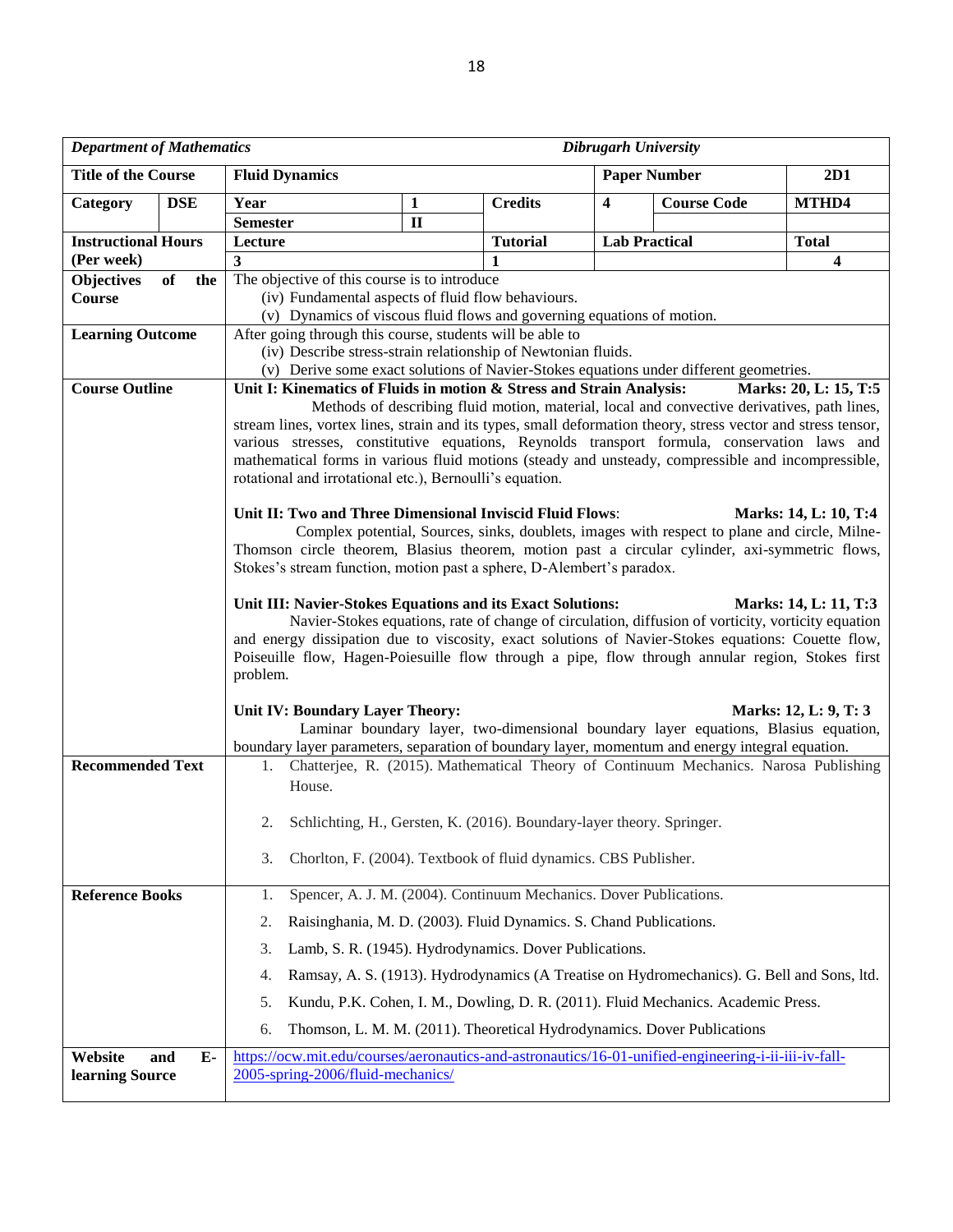| *Department of Mathematics* | | *Dibrugarh University* | | | | | |
|---|---|---|---|---|---|---|---|
| **Title of the Course** | | **Fluid Dynamics** | | | **Paper Number** | | **2D1** |
| **Category** | **DSE** | **Year** | **1** | **Credits** | **4** | **Course Code** | **MTHD4** |
| | | **Semester** | **II** | | | | |
| **Instructional Hours (Per week)** | | **Lecture** | | **Tutorial** | **Lab Practical** | | **Total** |
| | | **3** | | **1** | | | **4** |
| **Objectives of the Course** | | The objective of this course is to introduce<br>(iv) Fundamental aspects of fluid flow behaviours.<br>(v) Dynamics of viscous fluid flows and governing equations of motion. | | | | | |
| **Learning Outcome** | | After going through this course, students will be able to<br>(iv) Describe stress-strain relationship of Newtonian fluids.<br>(v) Derive some exact solutions of Navier-Stokes equations under different geometries. | | | | | |
| **Course Outline** | | **Unit I: Kinematics of Fluids in motion & Stress and Strain Analysis: Marks: 20, L: 15, T:5**<br>Methods of describing fluid motion, material, local and convective derivatives, path lines, stream lines, vortex lines, strain and its types, small deformation theory, stress vector and stress tensor, various stresses, constitutive equations, Reynolds transport formula, conservation laws and mathematical forms in various fluid motions (steady and unsteady, compressible and incompressible, rotational and irrotational etc.), Bernoulli's equation.<br><br>**Unit II: Two and Three Dimensional Inviscid Fluid Flows: Marks: 14, L: 10, T:4**<br>Complex potential, Sources, sinks, doublets, images with respect to plane and circle, Milne-Thomson circle theorem, Blasius theorem, motion past a circular cylinder, axi-symmetric flows, Stokes's stream function, motion past a sphere, D-Alembert's paradox.<br><br>**Unit III: Navier-Stokes Equations and its Exact Solutions: Marks: 14, L: 11, T:3**<br>Navier-Stokes equations, rate of change of circulation, diffusion of vorticity, vorticity equation and energy dissipation due to viscosity, exact solutions of Navier-Stokes equations: Couette flow, Poiseuille flow, Hagen-Poiesuille flow through a pipe, flow through annular region, Stokes first problem.<br><br>**Unit IV: Boundary Layer Theory: Marks: 12, L: 9, T: 3**<br>Laminar boundary layer, two-dimensional boundary layer equations, Blasius equation, boundary layer parameters, separation of boundary layer, momentum and energy integral equation. | | | | | |
| **Recommended Text** | | 1. Chatterjee, R. (2015). Mathematical Theory of Continuum Mechanics. Narosa Publishing House.<br>2. Schlichting, H., Gersten, K. (2016). Boundary-layer theory. Springer.<br>3. Chorlton, F. (2004). Textbook of fluid dynamics. CBS Publisher. | | | | | |
| **Reference Books** | | 1. Spencer, A. J. M. (2004). Continuum Mechanics. Dover Publications.<br>2. Raisinghania, M. D. (2003). Fluid Dynamics. S. Chand Publications.<br>3. Lamb, S. R. (1945). Hydrodynamics. Dover Publications.<br>4. Ramsay, A. S. (1913). Hydrodynamics (A Treatise on Hydromechanics). G. Bell and Sons, ltd.<br>5. Kundu, P.K. Cohen, I. M., Dowling, D. R. (2011). Fluid Mechanics. Academic Press.<br>6. Thomson, L. M. M. (2011). Theoretical Hydrodynamics. Dover Publications | | | | | |
| **Website and E-learning Source** | | https://ocw.mit.edu/courses/aeronautics-and-astronautics/16-01-unified-engineering-i-ii-iii-iv-fall-2005-spring-2006/fluid-mechanics/ | | | | | |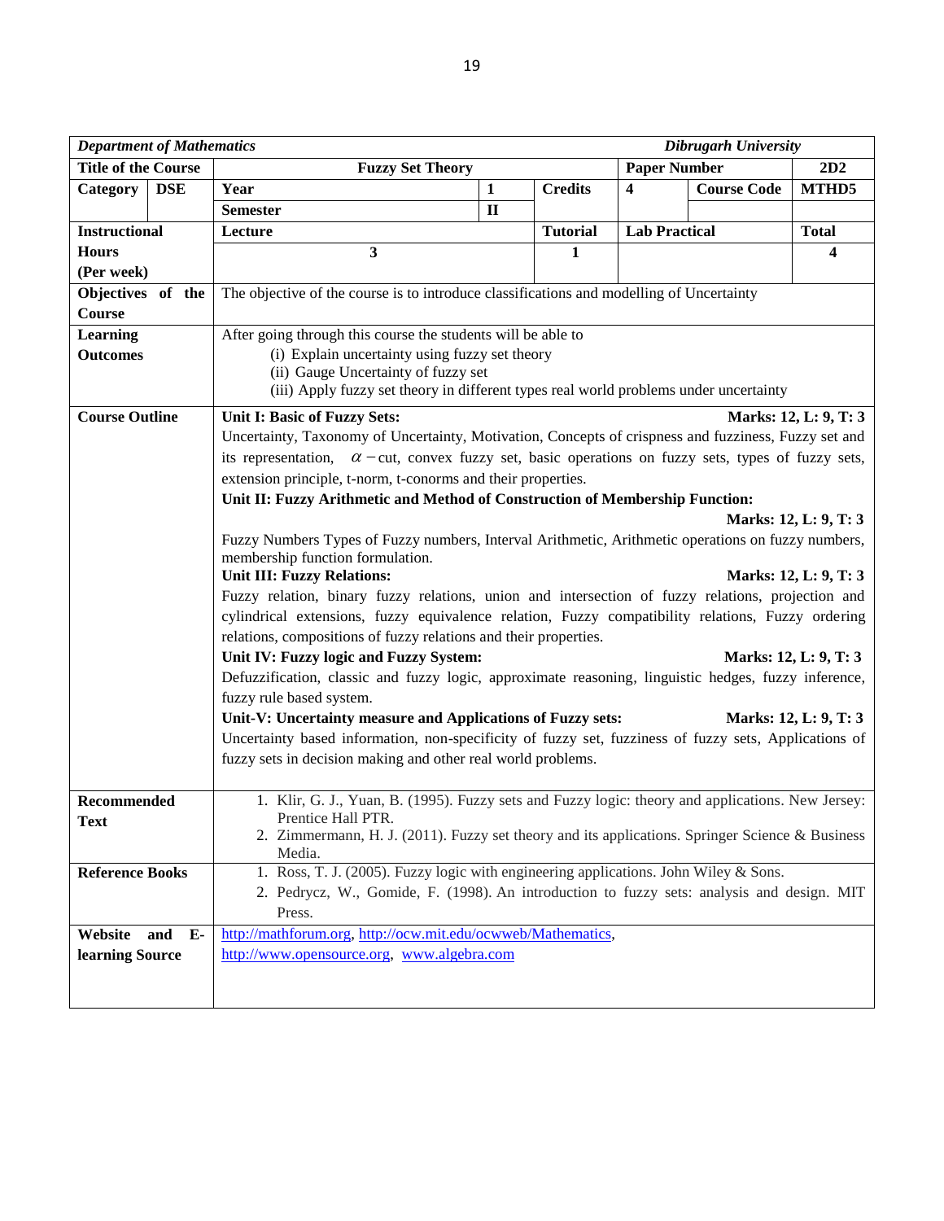| *Department of Mathematics* | | | | *Dibrugarh University* | | |
|---|---|---|---|---|---|---|
| **Title of the Course** | **Fuzzy Set Theory** | | | **Paper Number** | | **2D2** |
| **Category** **DSE** | **Year** | **1** | **Credits** | **4** | **Course Code** | **MTHD5** |
| | **Semester** | **II** | | | | |
| **Instructional Hours (Per week)** | **Lecture** | | **Tutorial** | **Lab Practical** | | **Total** |
| | **3** | | **1** | | | **4** |
| **Objectives of the Course** | The objective of the course is to introduce classifications and modelling of Uncertainty | | | | | |
| **Learning Outcomes** | After going through this course the students will be able to<br>(i) Explain uncertainty using fuzzy set theory<br>(ii) Gauge Uncertainty of fuzzy set<br>(iii) Apply fuzzy set theory in different types real world problems under uncertainty | | | | | |
| **Course Outline** | **Unit I: Basic of Fuzzy Sets:** **Marks: 12, L: 9, T: 3**<br>Uncertainty, Taxonomy of Uncertainty, Motivation, Concepts of crispness and fuzziness, Fuzzy set and its representation, $\alpha-$cut, convex fuzzy set, basic operations on fuzzy sets, types of fuzzy sets, extension principle, t-norm, t-conorms and their properties.<br>**Unit II: Fuzzy Arithmetic and Method of Construction of Membership Function:** **Marks: 12, L: 9, T: 3**<br>Fuzzy Numbers Types of Fuzzy numbers, Interval Arithmetic, Arithmetic operations on fuzzy numbers, membership function formulation.<br>**Unit III: Fuzzy Relations:** **Marks: 12, L: 9, T: 3**<br>Fuzzy relation, binary fuzzy relations, union and intersection of fuzzy relations, projection and cylindrical extensions, fuzzy equivalence relation, Fuzzy compatibility relations, Fuzzy ordering relations, compositions of fuzzy relations and their properties.<br>**Unit IV: Fuzzy logic and Fuzzy System:** **Marks: 12, L: 9, T: 3**<br>Defuzzification, classic and fuzzy logic, approximate reasoning, linguistic hedges, fuzzy inference, fuzzy rule based system.<br>**Unit-V: Uncertainty measure and Applications of Fuzzy sets:** **Marks: 12, L: 9, T: 3**<br>Uncertainty based information, non-specificity of fuzzy set, fuzziness of fuzzy sets, Applications of fuzzy sets in decision making and other real world problems. | | | | | |
| **Recommended Text** | 1. Klir, G. J., Yuan, B. (1995). Fuzzy sets and Fuzzy logic: theory and applications. New Jersey: Prentice Hall PTR.<br>2. Zimmermann, H. J. (2011). Fuzzy set theory and its applications. Springer Science & Business Media. | | | | | |
| **Reference Books** | 1. Ross, T. J. (2005). Fuzzy logic with engineering applications. John Wiley & Sons.<br>2. Pedrycz, W., Gomide, F. (1998). An introduction to fuzzy sets: analysis and design. MIT Press. | | | | | |
| **Website and E-learning Source** | http://mathforum.org, http://ocw.mit.edu/ocwweb/Mathematics, http://www.opensource.org, www.algebra.com | | | | | |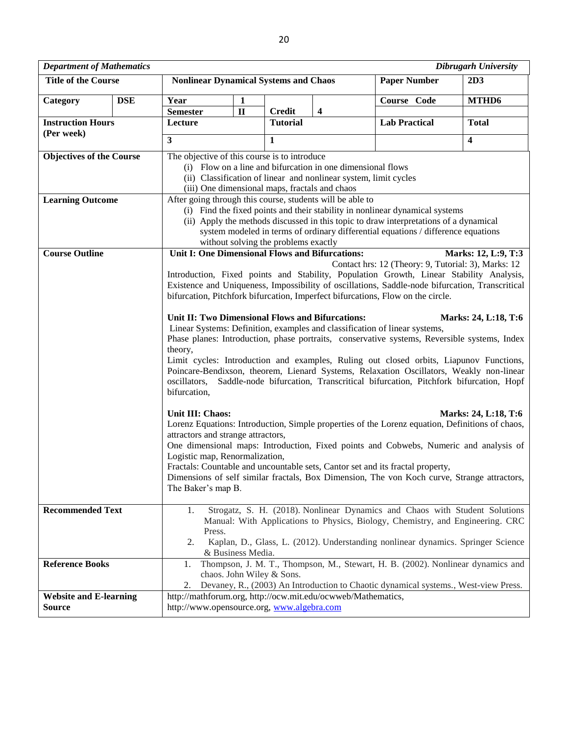| *Department of Mathematics* | | | | | | | *Dibrugarh University* |
|---|---|---|---|---|---|---|---|
| **Title of the Course** | | **Nonlinear Dynamical Systems and Chaos** | | | | **Paper Number** | **2D3** |
| **Category** | **DSE** | **Year** | **1** | | | **Course Code** | **MTHD6** |
| | | **Semester** | **II** | **Credit** | **4** | | |
| **Instruction Hours (Per week)** | | **Lecture** | | **Tutorial** | | **Lab Practical** | **Total** |
| | | **3** | | **1** | | | **4** |

**Objectives of the Course**

The objective of this course is to introduce

(i) Flow on a line and bifurcation in one dimensional flows
(ii) Classification of linear and nonlinear system, limit cycles
(iii) One dimensional maps, fractals and chaos

**Learning Outcome**

After going through this course, students will be able to

(i) Find the fixed points and their stability in nonlinear dynamical systems
(ii) Apply the methods discussed in this topic to draw interpretations of a dynamical system modeled in terms of ordinary differential equations / difference equations without solving the problems exactly

**Course Outline**

**Unit I: One Dimensional Flows and Bifurcations:** **Marks: 12, L:9, T:3**

Contact hrs: 12 (Theory: 9, Tutorial: 3), Marks: 12

Introduction, Fixed points and Stability, Population Growth, Linear Stability Analysis, Existence and Uniqueness, Impossibility of oscillations, Saddle-node bifurcation, Transcritical bifurcation, Pitchfork bifurcation, Imperfect bifurcations, Flow on the circle.

**Unit II: Two Dimensional Flows and Bifurcations:** **Marks: 24, L:18, T:6**

Linear Systems: Definition, examples and classification of linear systems,

Phase planes: Introduction, phase portraits, conservative systems, Reversible systems, Index theory,

Limit cycles: Introduction and examples, Ruling out closed orbits, Liapunov Functions, Poincare-Bendixson, theorem, Lienard Systems, Relaxation Oscillators, Weakly non-linear oscillators, Saddle-node bifurcation, Transcritical bifurcation, Pitchfork bifurcation, Hopf bifurcation,

**Unit III: Chaos:** **Marks: 24, L:18, T:6**

Lorenz Equations: Introduction, Simple properties of the Lorenz equation, Definitions of chaos, attractors and strange attractors,

One dimensional maps: Introduction, Fixed points and Cobwebs, Numeric and analysis of Logistic map, Renormalization,

Fractals: Countable and uncountable sets, Cantor set and its fractal property,

Dimensions of self similar fractals, Box Dimension, The von Koch curve, Strange attractors, The Baker's map B.

**Recommended Text**

1. Strogatz, S. H. (2018). Nonlinear Dynamics and Chaos with Student Solutions Manual: With Applications to Physics, Biology, Chemistry, and Engineering. CRC Press.
2. Kaplan, D., Glass, L. (2012). Understanding nonlinear dynamics. Springer Science & Business Media.

**Reference Books**

1. Thompson, J. M. T., Thompson, M., Stewart, H. B. (2002). Nonlinear dynamics and chaos. John Wiley & Sons.
2. Devaney, R., (2003) An Introduction to Chaotic dynamical systems., West-view Press.

**Website and E-learning Source**

http://mathforum.org, http://ocw.mit.edu/ocwweb/Mathematics, http://www.opensource.org, www.algebra.com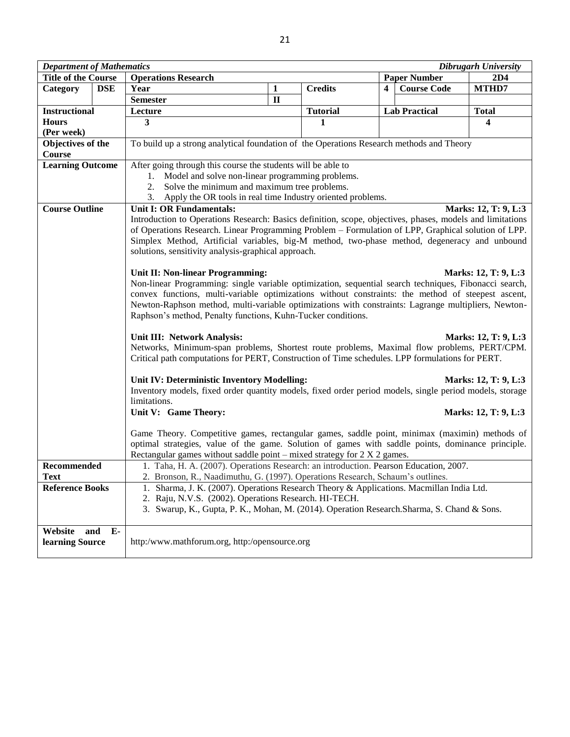| *Department of Mathematics* | | | | | | | *Dibrugarh University* |
|---|---|---|---|---|---|---|---|
| **Title of the Course** | | **Operations Research** | | | **Paper Number** | | **2D4** |
| **Category** | **DSE** | **Year** | **1** | **Credits** | **4** | **Course Code** | **MTHD7** |
| | | **Semester** | **II** | | | | |
| **Instructional Hours (Per week)** | | **Lecture** | | **Tutorial** | **Lab Practical** | | **Total** |
| | | **3** | | **1** | | | **4** |
| **Objectives of the Course** | | To build up a strong analytical foundation of the Operations Research methods and Theory | | | | | |
| **Learning Outcome** | | After going through this course the students will be able to<br>1. Model and solve non-linear programming problems.<br>2. Solve the minimum and maximum tree problems.<br>3. Apply the OR tools in real time Industry oriented problems. | | | | | |
| **Course Outline** | | **Unit I: OR Fundamentals:** **Marks: 12, T: 9, L:3**<br>Introduction to Operations Research: Basics definition, scope, objectives, phases, models and limitations of Operations Research. Linear Programming Problem – Formulation of LPP, Graphical solution of LPP. Simplex Method, Artificial variables, big-M method, two-phase method, degeneracy and unbound solutions, sensitivity analysis-graphical approach.<br><br>**Unit II: Non-linear Programming:** **Marks: 12, T: 9, L:3**<br>Non-linear Programming: single variable optimization, sequential search techniques, Fibonacci search, convex functions, multi-variable optimizations without constraints: the method of steepest ascent, Newton-Raphson method, multi-variable optimizations with constraints: Lagrange multipliers, Newton-Raphson's method, Penalty functions, Kuhn-Tucker conditions.<br><br>**Unit III: Network Analysis:** **Marks: 12, T: 9, L:3**<br>Networks, Minimum-span problems, Shortest route problems, Maximal flow problems, PERT/CPM. Critical path computations for PERT, Construction of Time schedules. LPP formulations for PERT.<br><br>**Unit IV: Deterministic Inventory Modelling:** **Marks: 12, T: 9, L:3**<br>Inventory models, fixed order quantity models, fixed order period models, single period models, storage limitations.<br>**Unit V: Game Theory:** **Marks: 12, T: 9, L:3**<br><br>Game Theory. Competitive games, rectangular games, saddle point, minimax (maximin) methods of optimal strategies, value of the game. Solution of games with saddle points, dominance principle. Rectangular games without saddle point – mixed strategy for 2 X 2 games. | | | | | |
| **Recommended Text** | | 1. Taha, H. A. (2007). Operations Research: an introduction. Pearson Education, 2007.<br>2. Bronson, R., Naadimuthu, G. (1997). Operations Research, Schaum's outlines. | | | | | |
| **Reference Books** | | 1. Sharma, J. K. (2007). Operations Research Theory & Applications. Macmillan India Ltd.<br>2. Raju, N.V.S. (2002). Operations Research. HI-TECH.<br>3. Swarup, K., Gupta, P. K., Mohan, M. (2014). Operation Research.Sharma, S. Chand & Sons. | | | | | |
| **Website and E-learning Source** | | http:/www.mathforum.org, http:/opensource.org | | | | | |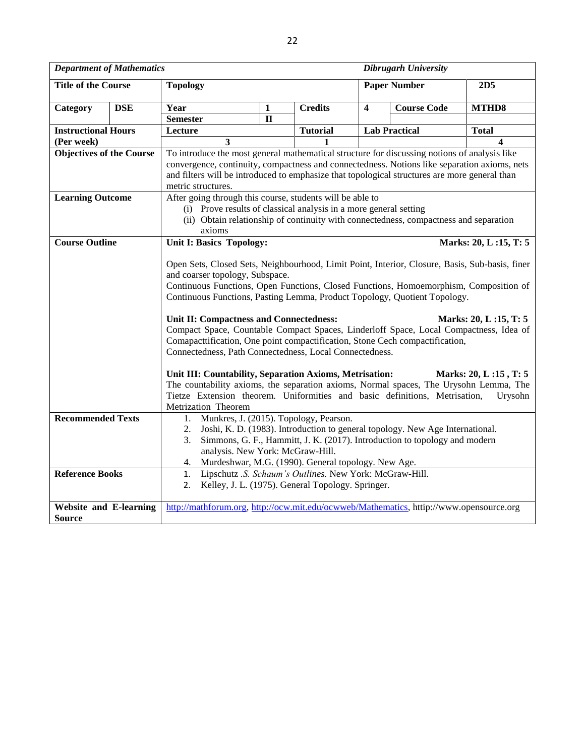| *Department of Mathematics* | | | | | | *Dibrugarh University* | | |
|---|---|---|---|---|---|---|---|---|
| **Title of the Course** | | **Topology** | | | | **Paper Number** | | **2D5** |
| **Category** | **DSE** | **Year** | **1** | **Credits** | **4** | **Course Code** | | **MTHD8** |
| | | **Semester** | **II** | | | | | |
| **Instructional Hours (Per week)** | | **Lecture** | | **Tutorial** | **Lab Practical** | | | **Total** |
| | | **3** | | **1** | | | | **4** |
| **Objectives of the Course** | | To introduce the most general mathematical structure for discussing notions of analysis like convergence, continuity, compactness and connectedness. Notions like separation axioms, nets and filters will be introduced to emphasize that topological structures are more general than metric structures. | | | | | | |
| **Learning Outcome** | | After going through this course, students will be able to<br>(i) Prove results of classical analysis in a more general setting<br>(ii) Obtain relationship of continuity with connectedness, compactness and separation axioms | | | | | | |
| **Course Outline** | | **Unit I: Basics Topology:** **Marks: 20, L :15, T: 5**<br><br>Open Sets, Closed Sets, Neighbourhood, Limit Point, Interior, Closure, Basis, Sub-basis, finer and coarser topology, Subspace.<br>Continuous Functions, Open Functions, Closed Functions, Homoemorphism, Composition of Continuous Functions, Pasting Lemma, Product Topology, Quotient Topology.<br><br>**Unit II: Compactness and Connectedness:** **Marks: 20, L :15, T: 5**<br>Compact Space, Countable Compact Spaces, Linderloff Space, Local Compactness, Idea of Comapacttification, One point compactification, Stone Cech compactification, Connectedness, Path Connectedness, Local Connectedness.<br><br>**Unit III: Countability, Separation Axioms, Metrisation:** **Marks: 20, L :15 , T: 5**<br>The countability axioms, the separation axioms, Normal spaces, The Urysohn Lemma, The Tietze Extension theorem. Uniformities and basic definitions, Metrisation, Urysohn Metrization Theorem | | | | | | |
| **Recommended Texts** | | 1. Munkres, J. (2015). Topology, Pearson.<br>2. Joshi, K. D. (1983). Introduction to general topology. New Age International.<br>3. Simmons, G. F., Hammitt, J. K. (2017). Introduction to topology and modern analysis. New York: McGraw-Hill.<br>4. Murdeshwar, M.G. (1990). General topology. New Age. | | | | | | |
| **Reference Books** | | 1. Lipschutz .*S. Schaum's Outlines.* New York: McGraw-Hill.<br>2. Kelley, J. L. (1975). General Topology. Springer. | | | | | | |
| **Website and E-learning Source** | | http://mathforum.org, http://ocw.mit.edu/ocwweb/Mathematics, http://www.opensource.org | | | | | | |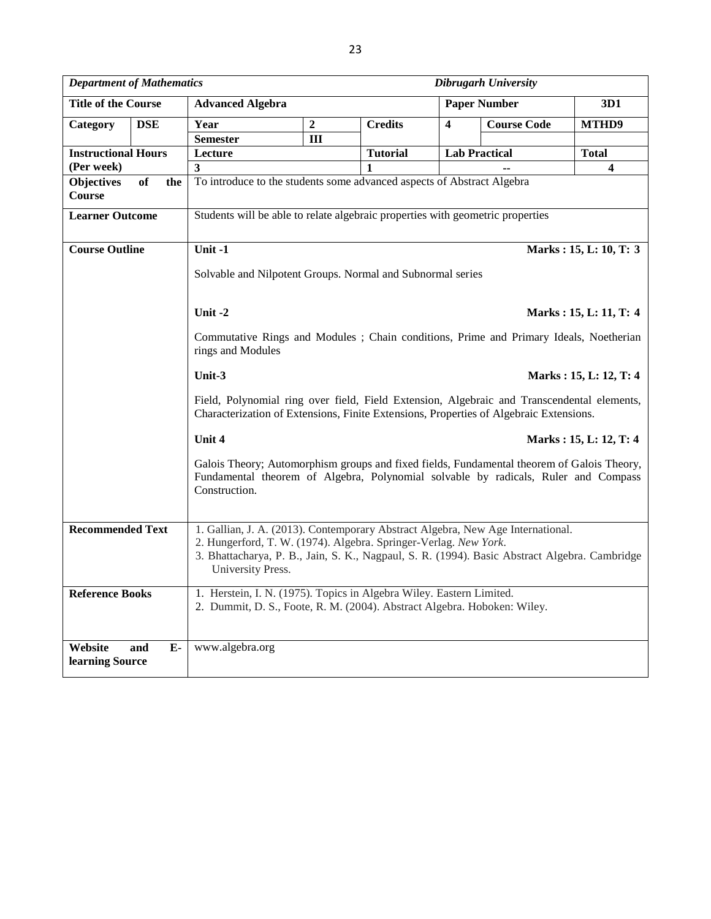| *Department of Mathematics* | | | | | *Dibrugarh University* | | |
|---|---|---|---|---|---|---|---|
| **Title of the Course** | | **Advanced Algebra** | | | **Paper Number** | | **3D1** |
| **Category** | **DSE** | **Year** | **2** | **Credits** | **4** | **Course Code** | **MTHD9** |
| | | **Semester** | **III** | | | | |
| **Instructional Hours (Per week)** | | **Lecture** | | **Tutorial** | **Lab Practical** | | **Total** |
| | | **3** | | **1** | -- | | **4** |
| **Objectives of the Course** | | To introduce to the students some advanced aspects of Abstract Algebra | | | | | |
| **Learner Outcome** | | Students will be able to relate algebraic properties with geometric properties | | | | | |
| **Course Outline** | | **Unit -1** **Marks : 15, L: 10, T: 3**<br><br>Solvable and Nilpotent Groups. Normal and Subnormal series<br><br>**Unit -2** **Marks : 15, L: 11, T: 4**<br><br>Commutative Rings and Modules ; Chain conditions, Prime and Primary Ideals, Noetherian rings and Modules<br><br>**Unit-3** **Marks : 15, L: 12, T: 4**<br><br>Field, Polynomial ring over field, Field Extension, Algebraic and Transcendental elements, Characterization of Extensions, Finite Extensions, Properties of Algebraic Extensions.<br><br>**Unit 4** **Marks : 15, L: 12, T: 4**<br><br>Galois Theory; Automorphism groups and fixed fields, Fundamental theorem of Galois Theory, Fundamental theorem of Algebra, Polynomial solvable by radicals, Ruler and Compass Construction. | | | | | |
| **Recommended Text** | | 1. Gallian, J. A. (2013). Contemporary Abstract Algebra, New Age International.<br>2. Hungerford, T. W. (1974). Algebra. Springer-Verlag. *New York*.<br>3. Bhattacharya, P. B., Jain, S. K., Nagpaul, S. R. (1994). Basic Abstract Algebra. Cambridge University Press. | | | | | |
| **Reference Books** | | 1. Herstein, I. N. (1975). Topics in Algebra Wiley. Eastern Limited.<br>2. Dummit, D. S., Foote, R. M. (2004). Abstract Algebra. Hoboken: Wiley. | | | | | |
| **Website and E-learning Source** | | www.algebra.org | | | | | |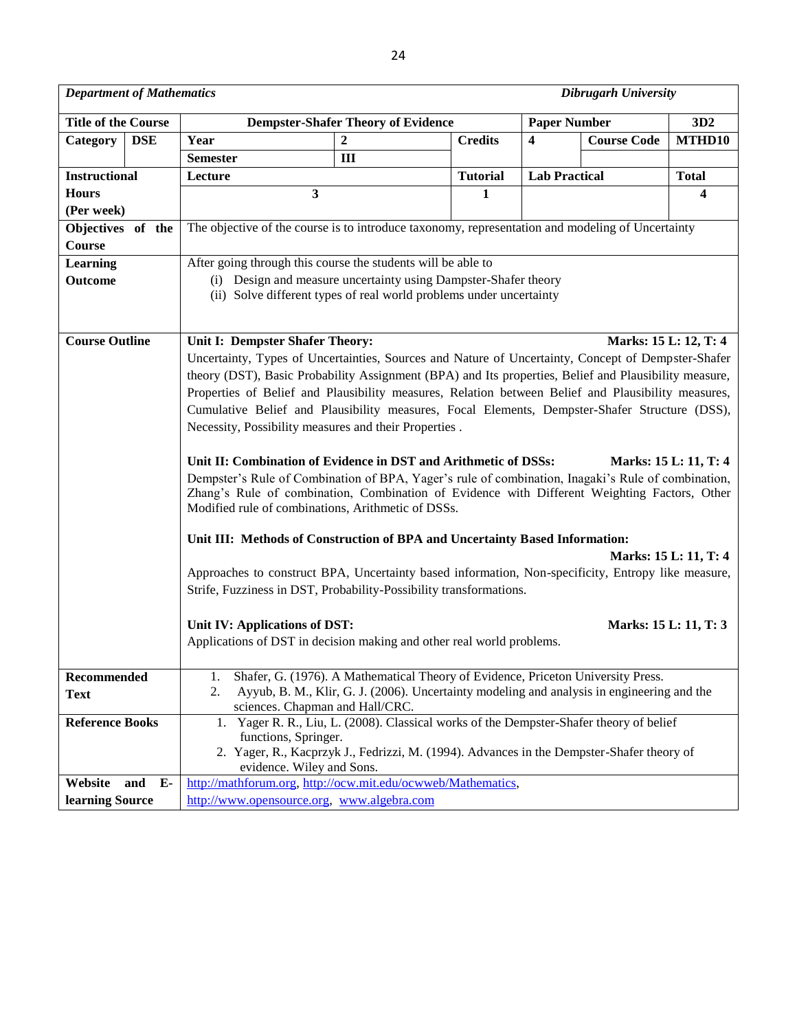| *Department of Mathematics* | | | | | | *Dibrugarh University* |
|---|---|---|---|---|---|---|
| **Title of the Course** | **Dempster-Shafer Theory of Evidence** | | | **Paper Number** | | **3D2** |
| **Category** **DSE** | **Year** | **2** | **Credits** | **4** | **Course Code** | **MTHD10** |
| | **Semester** | **III** | | | | |
| **Instructional Hours (Per week)** | **Lecture** | | **Tutorial** | **Lab Practical** | | **Total** |
| | 3 | | 1 | | | 4 |
| **Objectives of the Course** | The objective of the course is to introduce taxonomy, representation and modeling of Uncertainty | | | | | |
| **Learning Outcome** | After going through this course the students will be able to<br>(i) Design and measure uncertainty using Dampster-Shafer theory<br>(ii) Solve different types of real world problems under uncertainty | | | | | |
| **Course Outline** | **Unit I: Dempster Shafer Theory:** **Marks: 15 L: 12, T: 4**<br>Uncertainty, Types of Uncertainties, Sources and Nature of Uncertainty, Concept of Dempster-Shafer theory (DST), Basic Probability Assignment (BPA) and Its properties, Belief and Plausibility measure, Properties of Belief and Plausibility measures, Relation between Belief and Plausibility measures, Cumulative Belief and Plausibility measures, Focal Elements, Dempster-Shafer Structure (DSS), Necessity, Possibility measures and their Properties .<br><br>**Unit II: Combination of Evidence in DST and Arithmetic of DSSs:** **Marks: 15 L: 11, T: 4**<br>Dempster's Rule of Combination of BPA, Yager's rule of combination, Inagaki's Rule of combination, Zhang's Rule of combination, Combination of Evidence with Different Weighting Factors, Other Modified rule of combinations, Arithmetic of DSSs.<br><br>**Unit III: Methods of Construction of BPA and Uncertainty Based Information:** **Marks: 15 L: 11, T: 4**<br>Approaches to construct BPA, Uncertainty based information, Non-specificity, Entropy like measure, Strife, Fuzziness in DST, Probability-Possibility transformations.<br><br>**Unit IV: Applications of DST:** **Marks: 15 L: 11, T: 3**<br>Applications of DST in decision making and other real world problems. | | | | | |
| **Recommended Text** | 1. Shafer, G. (1976). A Mathematical Theory of Evidence, Priceton University Press.<br>2. Ayyub, B. M., Klir, G. J. (2006). Uncertainty modeling and analysis in engineering and the sciences. Chapman and Hall/CRC. | | | | | |
| **Reference Books** | 1. Yager R. R., Liu, L. (2008). Classical works of the Dempster-Shafer theory of belief functions, Springer.<br>2. Yager, R., Kacprzyk J., Fedrizzi, M. (1994). Advances in the Dempster-Shafer theory of evidence. Wiley and Sons. | | | | | |
| **Website and E-learning Source** | http://mathforum.org, http://ocw.mit.edu/ocwweb/Mathematics, http://www.opensource.org, www.algebra.com | | | | | |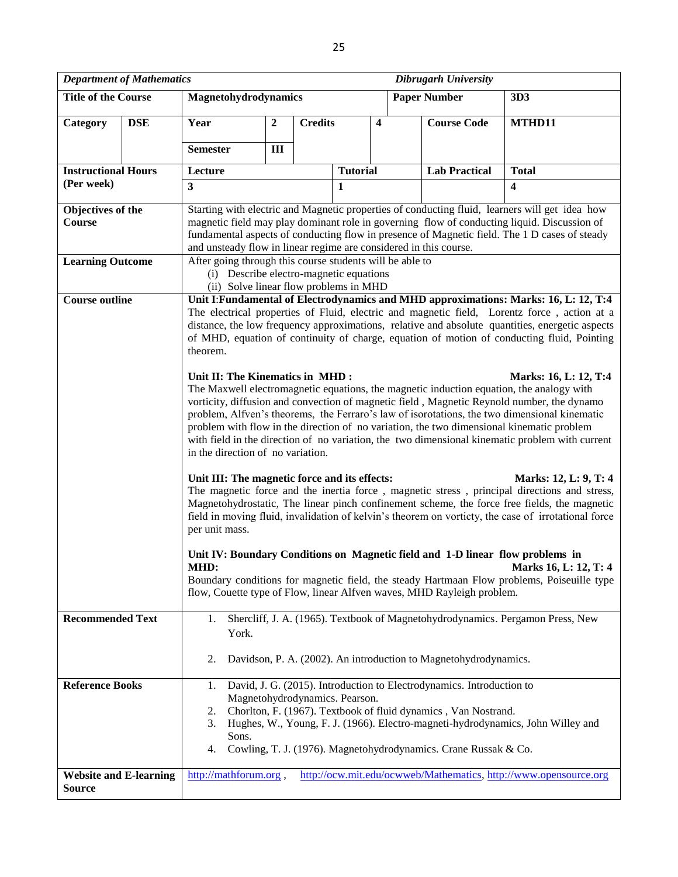| *Department of Mathematics* | | | | | | *Dibrugarh University* | |
|---|---|---|---|---|---|---|---|
| **Title of the Course** | | **Magnetohydrodynamics** | | | | **Paper Number** | **3D3** |
| **Category** | **DSE** | **Year** | **2** | **Credits** | **4** | **Course Code** | **MTHD11** |
| | | **Semester** | **III** | | | | |
| **Instructional Hours (Per week)** | | **Lecture** | | **Tutorial** | | **Lab Practical** | **Total** |
| | | **3** | | **1** | | | **4** |

| | |
|---|---|
| **Objectives of the Course** | Starting with electric and Magnetic properties of conducting fluid, learners will get idea how magnetic field may play dominant role in governing flow of conducting liquid. Discussion of fundamental aspects of conducting flow in presence of Magnetic field. The 1 D cases of steady and unsteady flow in linear regime are considered in this course. |
| **Learning Outcome** | After going through this course students will be able to<br>(i) Describe electro-magnetic equations<br>(ii) Solve linear flow problems in MHD |
| **Course outline** | **Unit I:Fundamental of Electrodynamics and MHD approximations: Marks: 16, L: 12, T:4**<br>The electrical properties of Fluid, electric and magnetic field, Lorentz force , action at a distance, the low frequency approximations, relative and absolute quantities, energetic aspects of MHD, equation of continuity of charge, equation of motion of conducting fluid, Pointing theorem.<br><br>**Unit II: The Kinematics in MHD : Marks: 16, L: 12, T:4**<br>The Maxwell electromagnetic equations, the magnetic induction equation, the analogy with vorticity, diffusion and convection of magnetic field , Magnetic Reynold number, the dynamo problem, Alfven's theorems, the Ferraro's law of isorotations, the two dimensional kinematic problem with flow in the direction of no variation, the two dimensional kinematic problem with field in the direction of no variation, the two dimensional kinematic problem with current in the direction of no variation.<br><br>**Unit III: The magnetic force and its effects: Marks: 12, L: 9, T: 4**<br>The magnetic force and the inertia force , magnetic stress , principal directions and stress, Magnetohydrostatic, The linear pinch confinement scheme, the force free fields, the magnetic field in moving fluid, invalidation of kelvin's theorem on vorticty, the case of irrotational force per unit mass.<br><br>**Unit IV: Boundary Conditions on Magnetic field and 1-D linear flow problems in MHD: Marks 16, L: 12, T: 4**<br>Boundary conditions for magnetic field, the steady Hartmaan Flow problems, Poiseuille type flow, Couette type of Flow, linear Alfven waves, MHD Rayleigh problem. |
| **Recommended Text** | 1. Shercliff, J. A. (1965). Textbook of Magnetohydrodynamics. Pergamon Press, New York.<br><br>2. Davidson, P. A. (2002). An introduction to Magnetohydrodynamics. |
| **Reference Books** | 1. David, J. G. (2015). Introduction to Electrodynamics. Introduction to Magnetohydrodynamics. Pearson.<br>2. Chorlton, F. (1967). Textbook of fluid dynamics , Van Nostrand.<br>3. Hughes, W., Young, F. J. (1966). Electro-magneti-hydrodynamics, John Willey and Sons.<br>4. Cowling, T. J. (1976). Magnetohydrodynamics. Crane Russak & Co. |
| **Website and E-learning Source** | http://mathforum.org , http://ocw.mit.edu/ocwweb/Mathematics, http://www.opensource.org |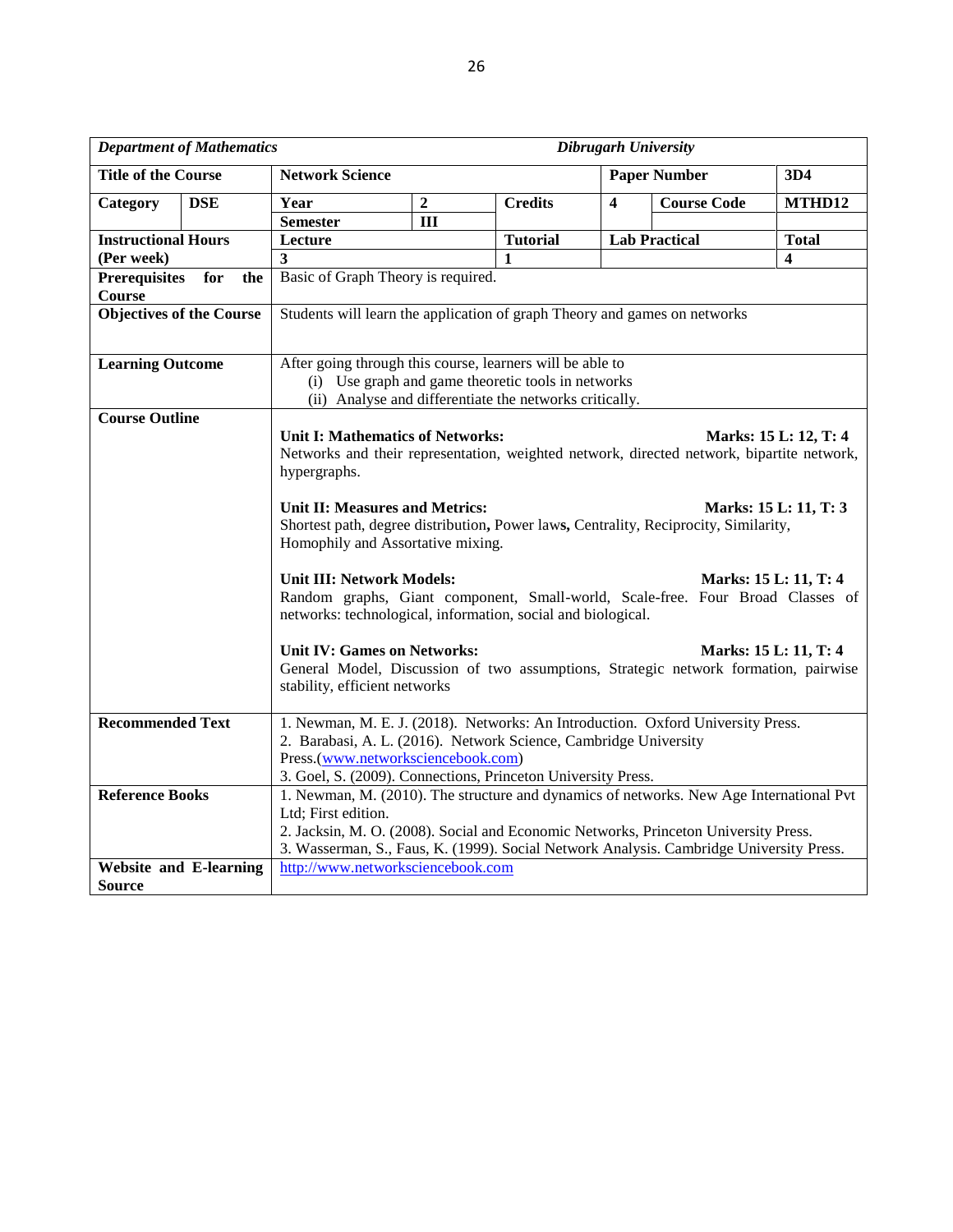| *Department of Mathematics* | | *Dibrugarh University* | | | | | |
|---|---|---|---|---|---|---|---|
| **Title of the Course** | | **Network Science** | | | **Paper Number** | | **3D4** |
| **Category** | **DSE** | **Year** | **2** | **Credits** | **4** | **Course Code** | **MTHD12** |
| | | **Semester** | **III** | | | | |
| **Instructional Hours (Per week)** | | **Lecture** | | **Tutorial** | **Lab Practical** | | **Total** |
| | | **3** | | **1** | | | **4** |
| **Prerequisites for the Course** | | Basic of Graph Theory is required. | | | | | |
| **Objectives of the Course** | | Students will learn the application of graph Theory and games on networks | | | | | |
| **Learning Outcome** | | After going through this course, learners will be able to<br>(i) Use graph and game theoretic tools in networks<br>(ii) Analyse and differentiate the networks critically. | | | | | |
| **Course Outline** | | **Unit I: Mathematics of Networks:** **Marks: 15 L: 12, T: 4**<br>Networks and their representation, weighted network, directed network, bipartite network, hypergraphs.<br><br>**Unit II: Measures and Metrics:** **Marks: 15 L: 11, T: 3**<br>Shortest path, degree distribution**,** Power law**s,** Centrality, Reciprocity, Similarity, Homophily and Assortative mixing.<br><br>**Unit III: Network Models:** **Marks: 15 L: 11, T: 4**<br>Random graphs, Giant component, Small-world, Scale-free. Four Broad Classes of networks: technological, information, social and biological.<br><br>**Unit IV: Games on Networks:** **Marks: 15 L: 11, T: 4**<br>General Model, Discussion of two assumptions, Strategic network formation, pairwise stability, efficient networks | | | | | |
| **Recommended Text** | | 1. Newman, M. E. J. (2018). Networks: An Introduction. Oxford University Press.<br>2. Barabasi, A. L. (2016). Network Science, Cambridge University Press.(www.networksciencebook.com)<br>3. Goel, S. (2009). Connections, Princeton University Press. | | | | | |
| **Reference Books** | | 1. Newman, M. (2010). The structure and dynamics of networks. New Age International Pvt Ltd; First edition.<br>2. Jacksin, M. O. (2008). Social and Economic Networks, Princeton University Press.<br>3. Wasserman, S., Faus, K. (1999). Social Network Analysis. Cambridge University Press. | | | | | |
| **Website and E-learning Source** | | http://www.networksciencebook.com | | | | | |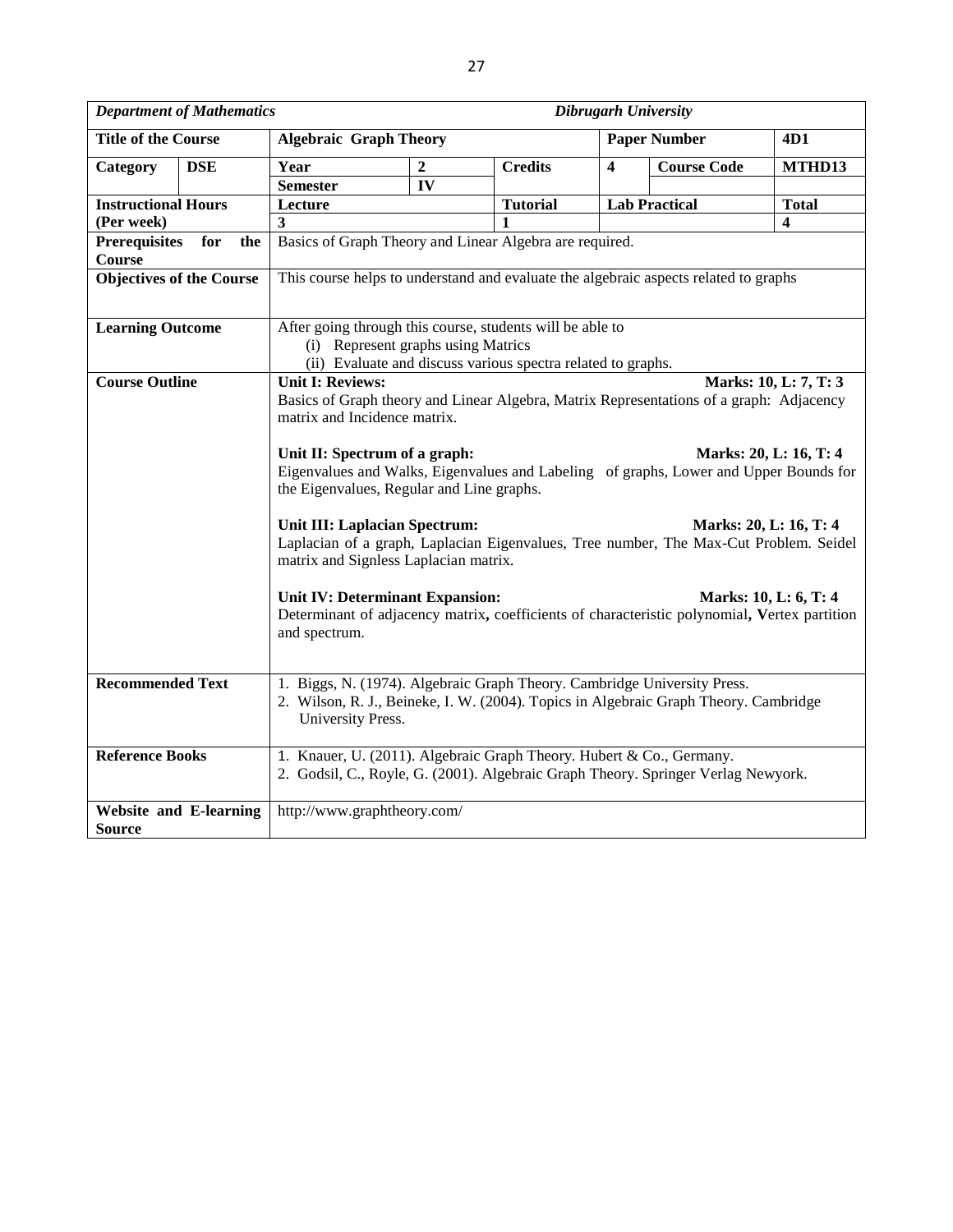| *Department of Mathematics* | | *Dibrugarh University* | | | | | |
|---|---|---|---|---|---|---|---|
| **Title of the Course** | | **Algebraic Graph Theory** | | | **Paper Number** | | **4D1** |
| **Category** | **DSE** | **Year** | **2** | **Credits** | **4** | **Course Code** | **MTHD13** |
| | | **Semester** | **IV** | | | | |
| **Instructional Hours (Per week)** | | **Lecture** | | **Tutorial** | **Lab Practical** | | **Total** |
| | | **3** | | **1** | | | **4** |
| **Prerequisites for the Course** | | Basics of Graph Theory and Linear Algebra are required. | | | | | |
| **Objectives of the Course** | | This course helps to understand and evaluate the algebraic aspects related to graphs | | | | | |
| **Learning Outcome** | | After going through this course, students will be able to<br>(i) Represent graphs using Matrics<br>(ii) Evaluate and discuss various spectra related to graphs. | | | | | |
| **Course Outline** | | **Unit I: Reviews:** **Marks: 10, L: 7, T: 3**<br>Basics of Graph theory and Linear Algebra, Matrix Representations of a graph: Adjacency matrix and Incidence matrix.<br><br>**Unit II: Spectrum of a graph:** **Marks: 20, L: 16, T: 4**<br>Eigenvalues and Walks, Eigenvalues and Labeling of graphs, Lower and Upper Bounds for the Eigenvalues, Regular and Line graphs.<br><br>**Unit III: Laplacian Spectrum:** **Marks: 20, L: 16, T: 4**<br>Laplacian of a graph, Laplacian Eigenvalues, Tree number, The Max-Cut Problem. Seidel matrix and Signless Laplacian matrix.<br><br>**Unit IV: Determinant Expansion:** **Marks: 10, L: 6, T: 4**<br>Determinant of adjacency matrix**,** coefficients of characteristic polynomial**, V**ertex partition and spectrum. | | | | | |
| **Recommended Text** | | 1. Biggs, N. (1974). Algebraic Graph Theory. Cambridge University Press.<br>2. Wilson, R. J., Beineke, I. W. (2004). Topics in Algebraic Graph Theory. Cambridge University Press. | | | | | |
| **Reference Books** | | 1. Knauer, U. (2011). Algebraic Graph Theory. Hubert & Co., Germany.<br>2. Godsil, C., Royle, G. (2001). Algebraic Graph Theory. Springer Verlag Newyork. | | | | | |
| **Website and E-learning Source** | | http://www.graphtheory.com/ | | | | | |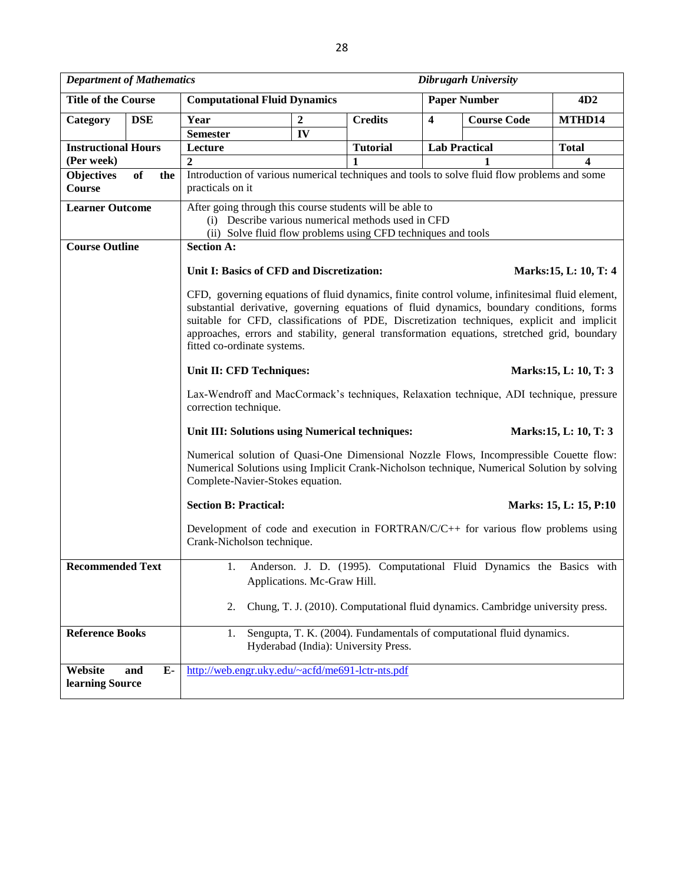| *Department of Mathematics* | | | | *Dibrugarh University* | | | |
|---|---|---|---|---|---|---|---|
| **Title of the Course** | | **Computational Fluid Dynamics** | | | **Paper Number** | | **4D2** |
| **Category** | **DSE** | **Year** | **2** | **Credits** | **4** | **Course Code** | **MTHD14** |
| | | **Semester** | **IV** | | | | |
| **Instructional Hours (Per week)** | | **Lecture** | | **Tutorial** | **Lab Practical** | | **Total** |
| | | **2** | | **1** | **1** | | **4** |
| **Objectives of the Course** | | Introduction of various numerical techniques and tools to solve fluid flow problems and some practicals on it | | | | | |
| **Learner Outcome** | | After going through this course students will be able to (i) Describe various numerical methods used in CFD (ii) Solve fluid flow problems using CFD techniques and tools | | | | | |

**Course Outline**

**Section A:**

**Unit I: Basics of CFD and Discretization:** **Marks:15, L: 10, T: 4**

CFD, governing equations of fluid dynamics, finite control volume, infinitesimal fluid element, substantial derivative, governing equations of fluid dynamics, boundary conditions, forms suitable for CFD, classifications of PDE, Discretization techniques, explicit and implicit approaches, errors and stability, general transformation equations, stretched grid, boundary fitted co-ordinate systems.

**Unit II: CFD Techniques:** **Marks:15, L: 10, T: 3**

Lax-Wendroff and MacCormack's techniques, Relaxation technique, ADI technique, pressure correction technique.

**Unit III: Solutions using Numerical techniques:** **Marks:15, L: 10, T: 3**

Numerical solution of Quasi-One Dimensional Nozzle Flows, Incompressible Couette flow: Numerical Solutions using Implicit Crank-Nicholson technique, Numerical Solution by solving Complete-Navier-Stokes equation.

**Section B: Practical:** **Marks: 15, L: 15, P:10**

Development of code and execution in FORTRAN/C/C++ for various flow problems using Crank-Nicholson technique.

**Recommended Text**

1. Anderson. J. D. (1995). Computational Fluid Dynamics the Basics with Applications. Mc-Graw Hill.
2. Chung, T. J. (2010). Computational fluid dynamics. Cambridge university press.

**Reference Books**

1. Sengupta, T. K. (2004). Fundamentals of computational fluid dynamics. Hyderabad (India): University Press.

**Website and E-learning Source**

http://web.engr.uky.edu/~acfd/me691-lctr-nts.pdf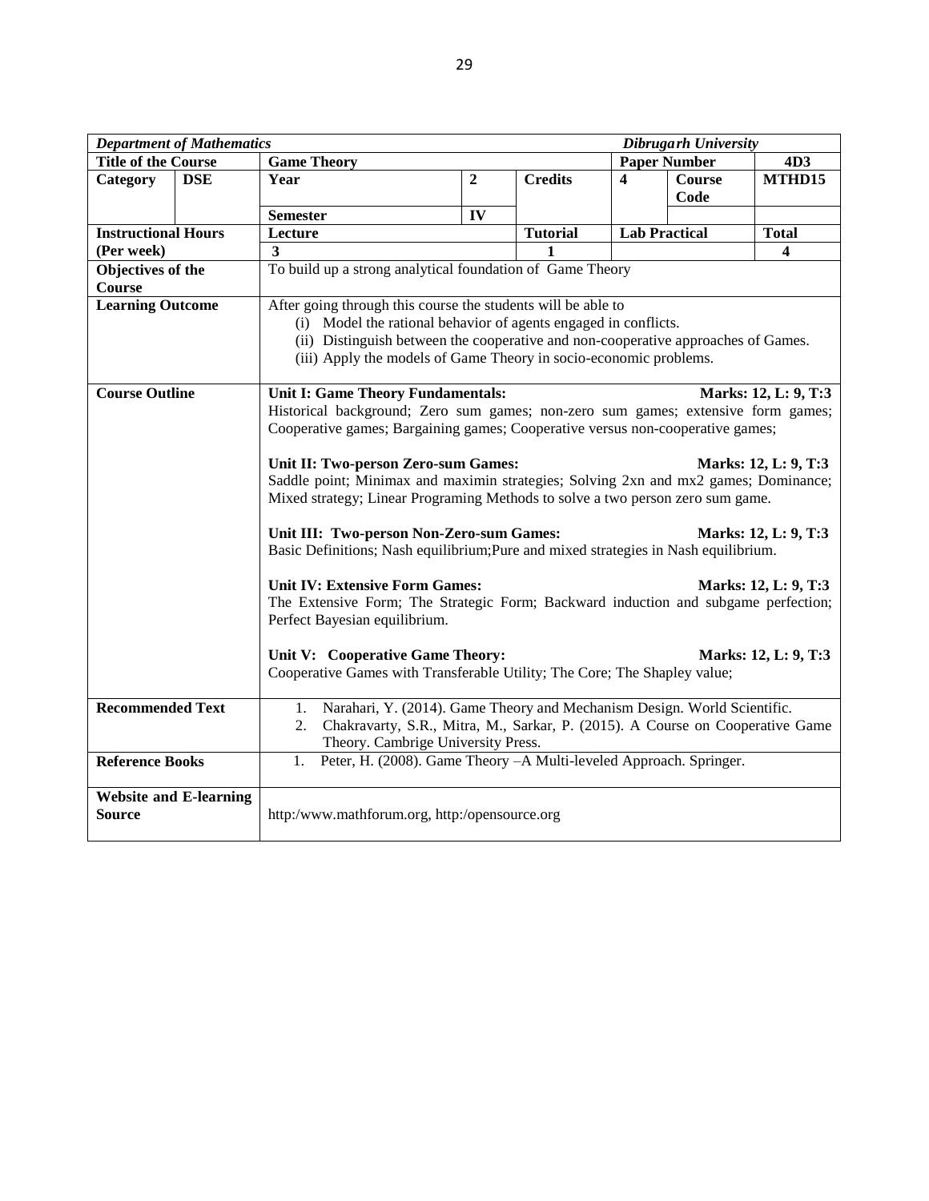| *Department of Mathematics* | | | | | | *Dibrugarh University* | |
|---|---|---|---|---|---|---|---|
| **Title of the Course** | | **Game Theory** | | | **Paper Number** | | **4D3** |
| **Category** | **DSE** | **Year** | **2** | **Credits** | **4** | **Course Code** | **MTHD15** |
| | | **Semester** | **IV** | | | | |
| **Instructional Hours (Per week)** | | **Lecture** | | **Tutorial** | **Lab Practical** | | **Total** |
| | | **3** | | **1** | | | **4** |
| **Objectives of the Course** | | To build up a strong analytical foundation of Game Theory | | | | | |
| **Learning Outcome** | | After going through this course the students will be able to<br>(i) Model the rational behavior of agents engaged in conflicts.<br>(ii) Distinguish between the cooperative and non-cooperative approaches of Games.<br>(iii) Apply the models of Game Theory in socio-economic problems. | | | | | |
| **Course Outline** | | **Unit I: Game Theory Fundamentals:** **Marks: 12, L: 9, T:3**<br>Historical background; Zero sum games; non-zero sum games; extensive form games; Cooperative games; Bargaining games; Cooperative versus non-cooperative games;<br><br>**Unit II: Two-person Zero-sum Games:** **Marks: 12, L: 9, T:3**<br>Saddle point; Minimax and maximin strategies; Solving 2xn and mx2 games; Dominance; Mixed strategy; Linear Programing Methods to solve a two person zero sum game.<br><br>**Unit III: Two-person Non-Zero-sum Games:** **Marks: 12, L: 9, T:3**<br>Basic Definitions; Nash equilibrium;Pure and mixed strategies in Nash equilibrium.<br><br>**Unit IV: Extensive Form Games:** **Marks: 12, L: 9, T:3**<br>The Extensive Form; The Strategic Form; Backward induction and subgame perfection; Perfect Bayesian equilibrium.<br><br>**Unit V: Cooperative Game Theory:** **Marks: 12, L: 9, T:3**<br>Cooperative Games with Transferable Utility; The Core; The Shapley value; | | | | | |
| **Recommended Text** | | 1. Narahari, Y. (2014). Game Theory and Mechanism Design. World Scientific.<br>2. Chakravarty, S.R., Mitra, M., Sarkar, P. (2015). A Course on Cooperative Game Theory. Cambrige University Press. | | | | | |
| **Reference Books** | | 1. Peter, H. (2008). Game Theory –A Multi-leveled Approach. Springer. | | | | | |
| **Website and E-learning Source** | | http:/www.mathforum.org, http:/opensource.org | | | | | |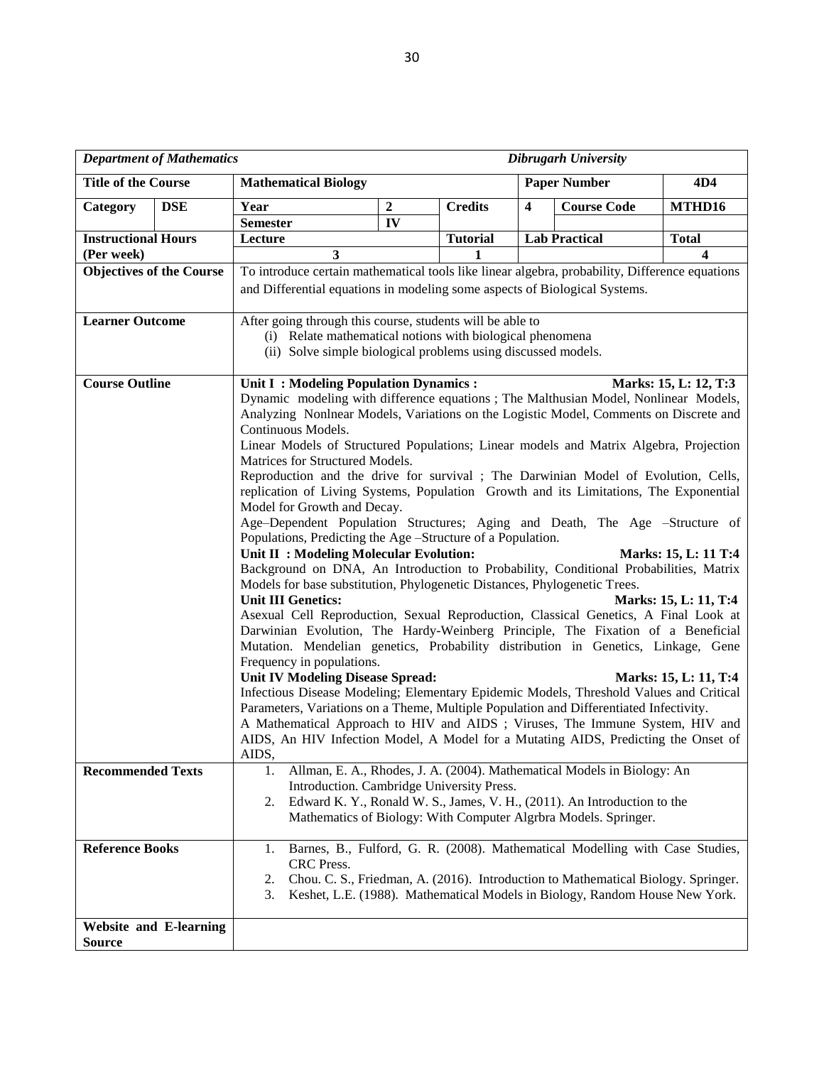| *Department of Mathematics* | | *Dibrugarh University* | | | | | |
|---|---|---|---|---|---|---|---|
| **Title of the Course** | | **Mathematical Biology** | | | **Paper Number** | | **4D4** |
| **Category** | **DSE** | **Year** | **2** | **Credits** | **4** | **Course Code** | **MTHD16** |
| | | **Semester** | **IV** | | | | |
| **Instructional Hours (Per week)** | | **Lecture** | | **Tutorial** | **Lab Practical** | | **Total** |
| | | **3** | | **1** | | | **4** |
| **Objectives of the Course** | | To introduce certain mathematical tools like linear algebra, probability, Difference equations and Differential equations in modeling some aspects of Biological Systems. | | | | | |
| **Learner Outcome** | | After going through this course, students will be able to<br>(i) Relate mathematical notions with biological phenomena<br>(ii) Solve simple biological problems using discussed models. | | | | | |
| **Course Outline** | | **Unit I : Modeling Population Dynamics : Marks: 15, L: 12, T:3**<br>Dynamic modeling with difference equations ; The Malthusian Model, Nonlinear Models, Analyzing Nonlnear Models, Variations on the Logistic Model, Comments on Discrete and Continuous Models.<br>Linear Models of Structured Populations; Linear models and Matrix Algebra, Projection Matrices for Structured Models.<br>Reproduction and the drive for survival ; The Darwinian Model of Evolution, Cells, replication of Living Systems, Population Growth and its Limitations, The Exponential Model for Growth and Decay.<br>Age–Dependent Population Structures; Aging and Death, The Age –Structure of Populations, Predicting the Age –Structure of a Population.<br>**Unit II : Modeling Molecular Evolution: Marks: 15, L: 11 T:4**<br>Background on DNA, An Introduction to Probability, Conditional Probabilities, Matrix Models for base substitution, Phylogenetic Distances, Phylogenetic Trees.<br>**Unit III Genetics: Marks: 15, L: 11, T:4**<br>Asexual Cell Reproduction, Sexual Reproduction, Classical Genetics, A Final Look at Darwinian Evolution, The Hardy-Weinberg Principle, The Fixation of a Beneficial Mutation. Mendelian genetics, Probability distribution in Genetics, Linkage, Gene Frequency in populations.<br>**Unit IV Modeling Disease Spread: Marks: 15, L: 11, T:4**<br>Infectious Disease Modeling; Elementary Epidemic Models, Threshold Values and Critical Parameters, Variations on a Theme, Multiple Population and Differentiated Infectivity.<br>A Mathematical Approach to HIV and AIDS ; Viruses, The Immune System, HIV and AIDS, An HIV Infection Model, A Model for a Mutating AIDS, Predicting the Onset of AIDS, | | | | | |
| **Recommended Texts** | | 1. Allman, E. A., Rhodes, J. A. (2004). Mathematical Models in Biology: An Introduction. Cambridge University Press.<br>2. Edward K. Y., Ronald W. S., James, V. H., (2011). An Introduction to the Mathematics of Biology: With Computer Algrbra Models. Springer. | | | | | |
| **Reference Books** | | 1. Barnes, B., Fulford, G. R. (2008). Mathematical Modelling with Case Studies, CRC Press.<br>2. Chou. C. S., Friedman, A. (2016). Introduction to Mathematical Biology. Springer.<br>3. Keshet, L.E. (1988). Mathematical Models in Biology, Random House New York. | | | | | |
| **Website and E-learning Source** | | | | | | | |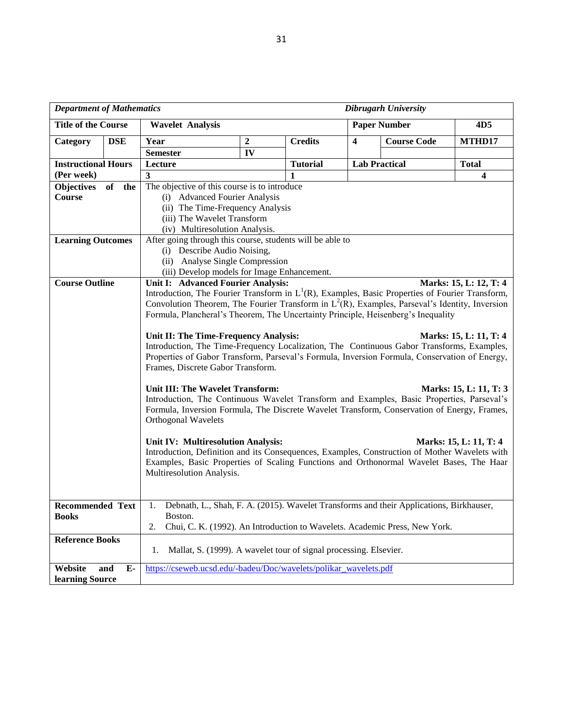| *Department of Mathematics* | | | | | *Dibrugarh University* | | |
|---|---|---|---|---|---|---|---|
| **Title of the Course** | | **Wavelet Analysis** | | | **Paper Number** | | **4D5** |
| **Category** | **DSE** | **Year** | **2** | **Credits** | **4** | **Course Code** | **MTHD17** |
| | | **Semester** | **IV** | | | | |
| **Instructional Hours (Per week)** | | **Lecture** | | **Tutorial** | **Lab Practical** | | **Total** |
| | | **3** | | **1** | | | **4** |
| **Objectives of the Course** | | The objective of this course is to introduce<br>(i) Advanced Fourier Analysis<br>(ii) The Time-Frequency Analysis<br>(iii) The Wavelet Transform<br>(iv) Multiresolution Analysis. | | | | | |
| **Learning Outcomes** | | After going through this course, students will be able to<br>(i) Describe Audio Noising,<br>(ii) Analyse Single Compression<br>(iii) Develop models for Image Enhancement. | | | | | |
| **Course Outline** | | **Unit I: Advanced Fourier Analysis:** **Marks: 15, L: 12, T: 4**<br>Introduction, The Fourier Transform in $L^1(R)$, Examples, Basic Properties of Fourier Transform, Convolution Theorem, The Fourier Transform in $L^2(R)$, Examples, Parseval's Identity, Inversion Formula, Plancheral's Theorem, The Uncertainty Principle, Heisenberg's Inequality<br><br>**Unit II: The Time-Frequency Analysis:** **Marks: 15, L: 11, T: 4**<br>Introduction, The Time-Frequency Localization, The Continuous Gabor Transforms, Examples, Properties of Gabor Transform, Parseval's Formula, Inversion Formula, Conservation of Energy, Frames, Discrete Gabor Transform.<br><br>**Unit III: The Wavelet Transform:** **Marks: 15, L: 11, T: 3**<br>Introduction, The Continuous Wavelet Transform and Examples, Basic Properties, Parseval's Formula, Inversion Formula, The Discrete Wavelet Transform, Conservation of Energy, Frames, Orthogonal Wavelets<br><br>**Unit IV: Multiresolution Analysis:** **Marks: 15, L: 11, T: 4**<br>Introduction, Definition and its Consequences, Examples, Construction of Mother Wavelets with Examples, Basic Properties of Scaling Functions and Orthonormal Wavelet Bases, The Haar Multiresolution Analysis. | | | | | |
| **Recommended Text Books** | | 1. Debnath, L., Shah, F. A. (2015). Wavelet Transforms and their Applications, Birkhauser, Boston.<br>2. Chui, C. K. (1992). An Introduction to Wavelets. Academic Press, New York. | | | | | |
| **Reference Books** | | 1. Mallat, S. (1999). A wavelet tour of signal processing. Elsevier. | | | | | |
| **Website and E-learning Source** | | https://cseweb.ucsd.edu/-badeu/Doc/wavelets/polikar_wavelets.pdf | | | | | |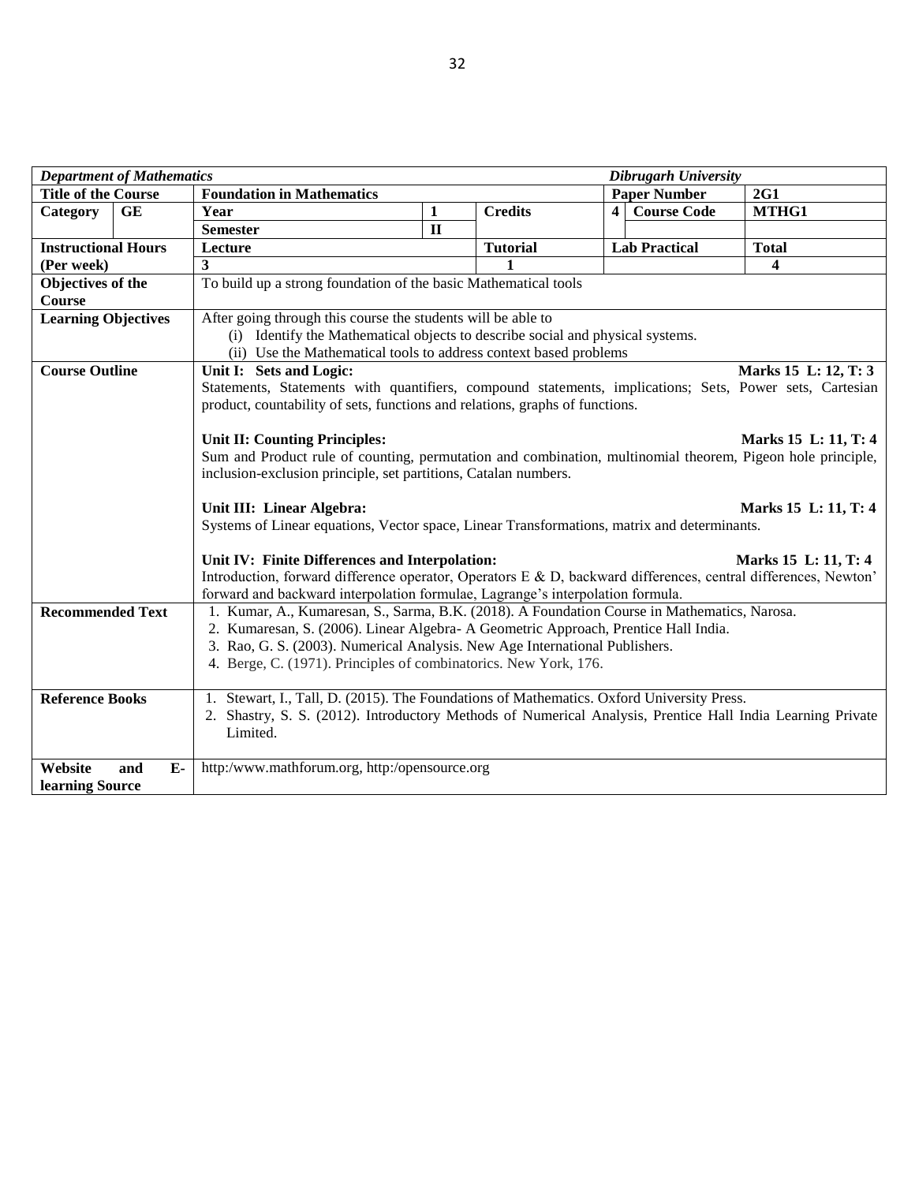| *Department of Mathematics* | | | | | *Dibrugarh University* | |
|---|---|---|---|---|---|---|
| **Title of the Course** | **Foundation in Mathematics** | | | | **Paper Number** | **2G1** |
| **Category** &nbsp; **GE** | **Year** | **1** | **Credits** | **4** | **Course Code** | **MTHG1** |
| | **Semester** | **II** | | | | |
| **Instructional Hours (Per week)** | **Lecture** | | **Tutorial** | **Lab Practical** | | **Total** |
| | **3** | | **1** | | | **4** |
| **Objectives of the Course** | To build up a strong foundation of the basic Mathematical tools | | | | | |
| **Learning Objectives** | After going through this course the students will be able to<br>(i) Identify the Mathematical objects to describe social and physical systems.<br>(ii) Use the Mathematical tools to address context based problems | | | | | |
| **Course Outline** | **Unit I: Sets and Logic:** **Marks 15 L: 12, T: 3**<br>Statements, Statements with quantifiers, compound statements, implications; Sets, Power sets, Cartesian product, countability of sets, functions and relations, graphs of functions.<br><br>**Unit II: Counting Principles:** **Marks 15 L: 11, T: 4**<br>Sum and Product rule of counting, permutation and combination, multinomial theorem, Pigeon hole principle, inclusion-exclusion principle, set partitions, Catalan numbers.<br><br>**Unit III: Linear Algebra:** **Marks 15 L: 11, T: 4**<br>Systems of Linear equations, Vector space, Linear Transformations, matrix and determinants.<br><br>**Unit IV: Finite Differences and Interpolation:** **Marks 15 L: 11, T: 4**<br>Introduction, forward difference operator, Operators E & D, backward differences, central differences, Newton' forward and backward interpolation formulae, Lagrange's interpolation formula. | | | | | |
| **Recommended Text** | 1. Kumar, A., Kumaresan, S., Sarma, B.K. (2018). A Foundation Course in Mathematics, Narosa.<br>2. Kumaresan, S. (2006). Linear Algebra- A Geometric Approach, Prentice Hall India.<br>3. Rao, G. S. (2003). Numerical Analysis. New Age International Publishers.<br>4. Berge, C. (1971). Principles of combinatorics. New York, 176. | | | | | |
| **Reference Books** | 1. Stewart, I., Tall, D. (2015). The Foundations of Mathematics. Oxford University Press.<br>2. Shastry, S. S. (2012). Introductory Methods of Numerical Analysis, Prentice Hall India Learning Private Limited. | | | | | |
| **Website and E-learning Source** | http:www.mathforum.org, http:/opensource.org | | | | | |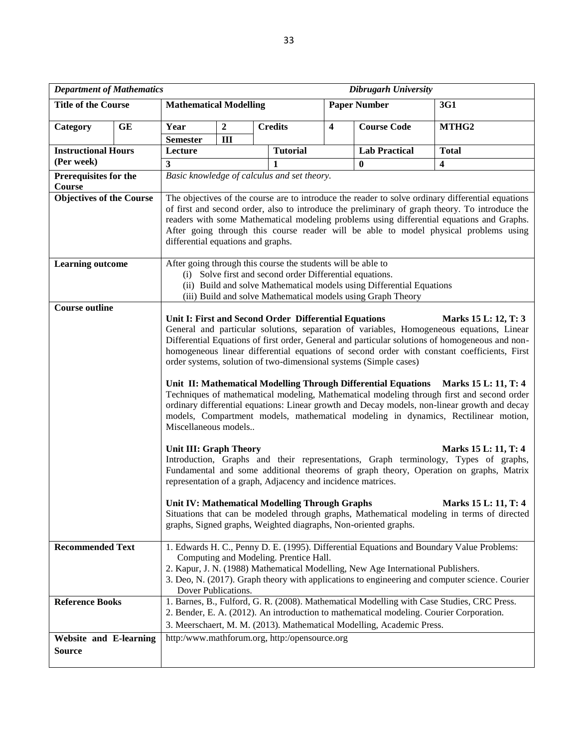| *Department of Mathematics* | | *Dibrugarh University* | | | | | |
|---|---|---|---|---|---|---|---|
| **Title of the Course** | | **Mathematical Modelling** | | | **Paper Number** | | **3G1** |
| **Category** | **GE** | **Year** | **2** | **Credits** | **4** | **Course Code** | **MTHG2** |
| | | **Semester** | **III** | | | | |
| **Instructional Hours (Per week)** | | **Lecture** | | **Tutorial** | | **Lab Practical** | **Total** |
| | | **3** | | **1** | | **0** | **4** |
| **Prerequisites for the Course** | | *Basic knowledge of calculus and set theory.* | | | | | |
| **Objectives of the Course** | | The objectives of the course are to introduce the reader to solve ordinary differential equations of first and second order, also to introduce the preliminary of graph theory. To introduce the readers with some Mathematical modeling problems using differential equations and Graphs. After going through this course reader will be able to model physical problems using differential equations and graphs. | | | | | |
| **Learning outcome** | | After going through this course the students will be able to<br>(i) Solve first and second order Differential equations.<br>(ii) Build and solve Mathematical models using Differential Equations<br>(iii) Build and solve Mathematical models using Graph Theory | | | | | |
| **Course outline** | | **Unit I: First and Second Order Differential Equations** **Marks 15 L: 12, T: 3**<br>General and particular solutions, separation of variables, Homogeneous equations, Linear Differential Equations of first order, General and particular solutions of homogeneous and non-homogeneous linear differential equations of second order with constant coefficients, First order systems, solution of two-dimensional systems (Simple cases)<br><br>**Unit II: Mathematical Modelling Through Differential Equations** **Marks 15 L: 11, T: 4**<br>Techniques of mathematical modeling, Mathematical modeling through first and second order ordinary differential equations: Linear growth and Decay models, non-linear growth and decay models, Compartment models, mathematical modeling in dynamics, Rectilinear motion, Miscellaneous models..<br><br>**Unit III: Graph Theory** **Marks 15 L: 11, T: 4**<br>Introduction, Graphs and their representations, Graph terminology, Types of graphs, Fundamental and some additional theorems of graph theory, Operation on graphs, Matrix representation of a graph, Adjacency and incidence matrices.<br><br>**Unit IV: Mathematical Modelling Through Graphs** **Marks 15 L: 11, T: 4**<br>Situations that can be modeled through graphs, Mathematical modeling in terms of directed graphs, Signed graphs, Weighted diagraphs, Non-oriented graphs. | | | | | |
| **Recommended Text** | | 1. Edwards H. C., Penny D. E. (1995). Differential Equations and Boundary Value Problems: Computing and Modeling. Prentice Hall.<br>2. Kapur, J. N. (1988) Mathematical Modelling, New Age International Publishers.<br>3. Deo, N. (2017). Graph theory with applications to engineering and computer science. Courier Dover Publications. | | | | | |
| **Reference Books** | | 1. Barnes, B., Fulford, G. R. (2008). Mathematical Modelling with Case Studies, CRC Press.<br>2. Bender, E. A. (2012). An introduction to mathematical modeling. Courier Corporation.<br>3. Meerschaert, M. M. (2013). Mathematical Modelling, Academic Press. | | | | | |
| **Website and E-learning Source** | | http:/www.mathforum.org, http:/opensource.org | | | | | |